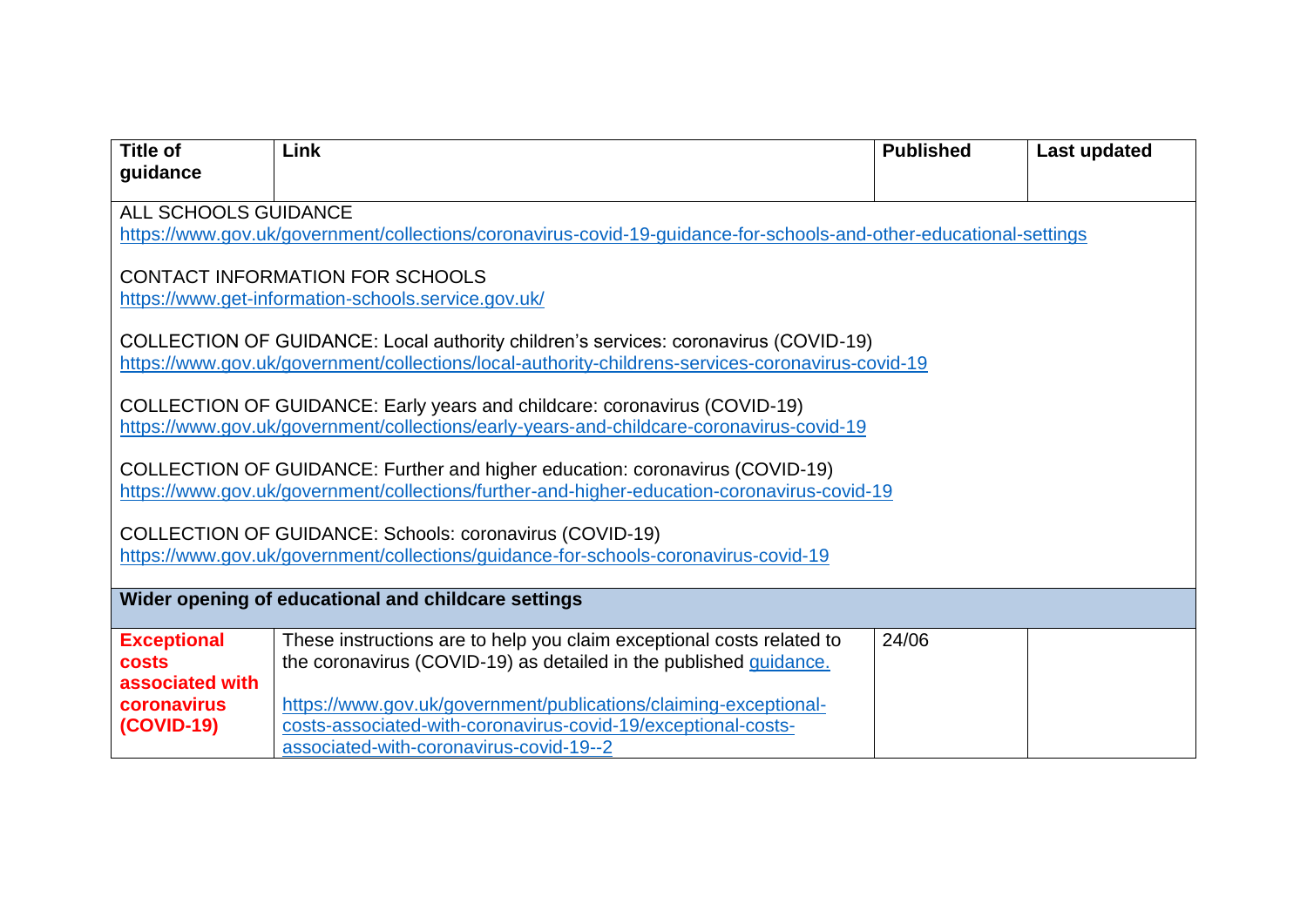| Title of guidance | Link | Published | Last updated |
|---|---|---|---|
| ALL SCHOOLS GUIDANCE<br>https://www.gov.uk/government/collections/coronavirus-covid-19-guidance-for-schools-and-other-educational-settings<br><br>CONTACT INFORMATION FOR SCHOOLS<br>https://www.get-information-schools.service.gov.uk/<br><br>COLLECTION OF GUIDANCE: Local authority children's services: coronavirus (COVID-19)<br>https://www.gov.uk/government/collections/local-authority-childrens-services-coronavirus-covid-19<br><br>COLLECTION OF GUIDANCE: Early years and childcare: coronavirus (COVID-19)<br>https://www.gov.uk/government/collections/early-years-and-childcare-coronavirus-covid-19<br><br>COLLECTION OF GUIDANCE: Further and higher education: coronavirus (COVID-19)<br>https://www.gov.uk/government/collections/further-and-higher-education-coronavirus-covid-19<br><br>COLLECTION OF GUIDANCE: Schools: coronavirus (COVID-19)<br>https://www.gov.uk/government/collections/guidance-for-schools-coronavirus-covid-19 | | | |
| **Wider opening of educational and childcare settings** | | | |
| **Exceptional costs associated with coronavirus (COVID-19)** | These instructions are to help you claim exceptional costs related to the coronavirus (COVID-19) as detailed in the published guidance.<br><br>https://www.gov.uk/government/publications/claiming-exceptional-costs-associated-with-coronavirus-covid-19/exceptional-costs-associated-with-coronavirus-covid-19--2 | 24/06 | |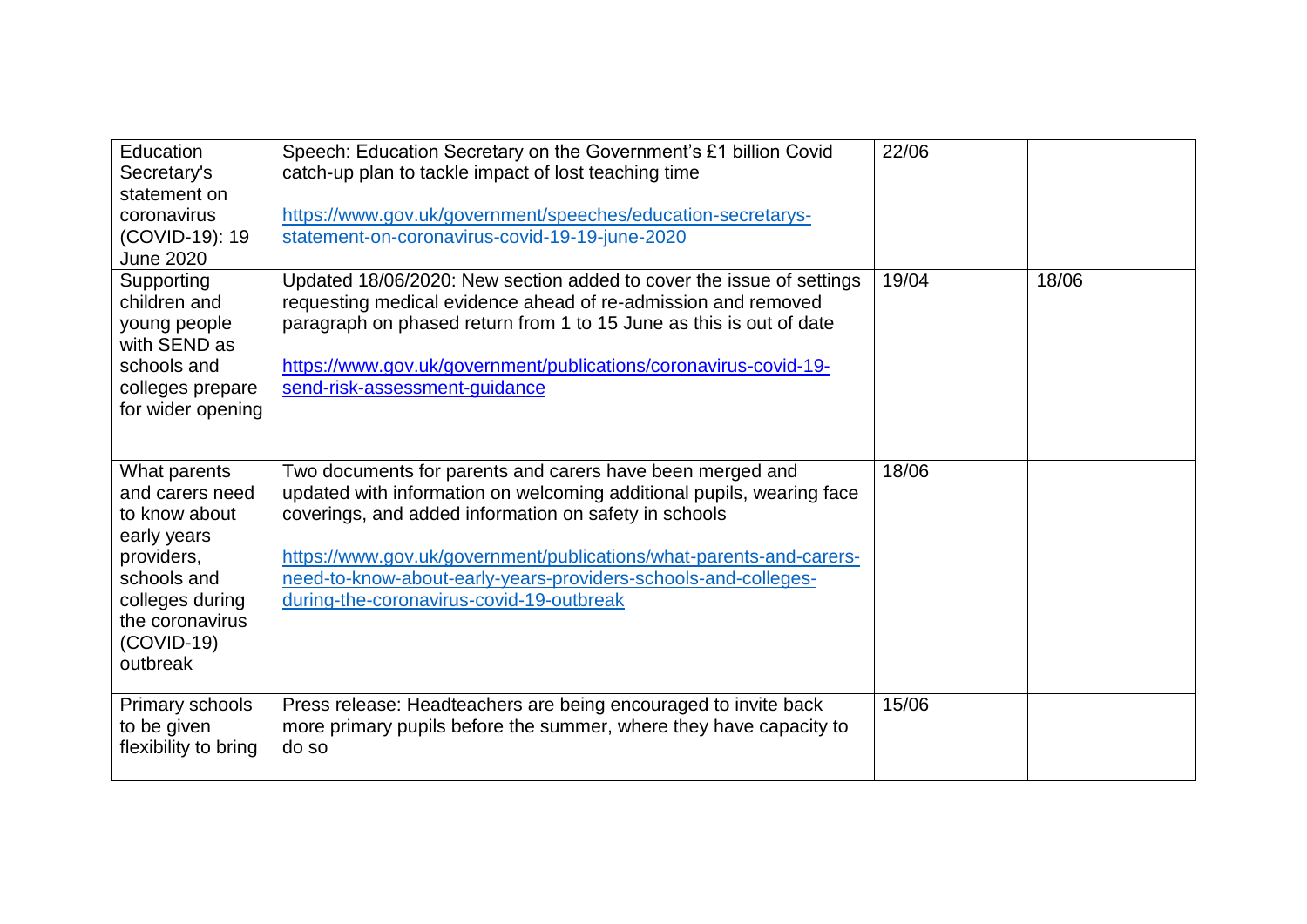| | | | |
|---|---|---|---|
| Education Secretary's statement on coronavirus (COVID-19): 19 June 2020 | Speech: Education Secretary on the Government's £1 billion Covid catch-up plan to tackle impact of lost teaching time<br><br>https://www.gov.uk/government/speeches/education-secretarys-statement-on-coronavirus-covid-19-19-june-2020 | 22/06 | |
| Supporting children and young people with SEND as schools and colleges prepare for wider opening | Updated 18/06/2020: New section added to cover the issue of settings requesting medical evidence ahead of re-admission and removed paragraph on phased return from 1 to 15 June as this is out of date<br><br>https://www.gov.uk/government/publications/coronavirus-covid-19-send-risk-assessment-guidance | 19/04 | 18/06 |
| What parents and carers need to know about early years providers, schools and colleges during the coronavirus (COVID-19) outbreak | Two documents for parents and carers have been merged and updated with information on welcoming additional pupils, wearing face coverings, and added information on safety in schools<br><br>https://www.gov.uk/government/publications/what-parents-and-carers-need-to-know-about-early-years-providers-schools-and-colleges-during-the-coronavirus-covid-19-outbreak | 18/06 | |
| Primary schools to be given flexibility to bring | Press release: Headteachers are being encouraged to invite back more primary pupils before the summer, where they have capacity to do so | 15/06 | |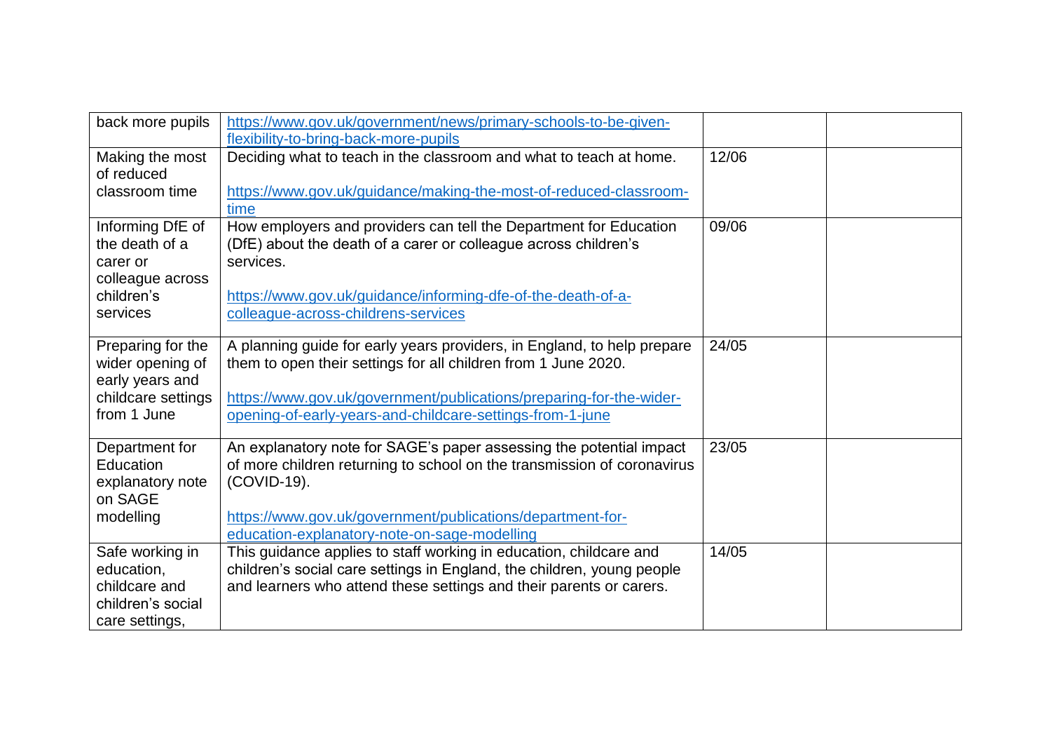| | | | |
|---|---|---|---|
| back more pupils | https://www.gov.uk/government/news/primary-schools-to-be-given-flexibility-to-bring-back-more-pupils | | |
| Making the most of reduced classroom time | Deciding what to teach in the classroom and what to teach at home.<br><br>https://www.gov.uk/guidance/making-the-most-of-reduced-classroom-time | 12/06 | |
| Informing DfE of the death of a carer or colleague across children's services | How employers and providers can tell the Department for Education (DfE) about the death of a carer or colleague across children's services.<br><br>https://www.gov.uk/guidance/informing-dfe-of-the-death-of-a-colleague-across-childrens-services | 09/06 | |
| Preparing for the wider opening of early years and childcare settings from 1 June | A planning guide for early years providers, in England, to help prepare them to open their settings for all children from 1 June 2020.<br><br>https://www.gov.uk/government/publications/preparing-for-the-wider-opening-of-early-years-and-childcare-settings-from-1-june | 24/05 | |
| Department for Education explanatory note on SAGE modelling | An explanatory note for SAGE's paper assessing the potential impact of more children returning to school on the transmission of coronavirus (COVID-19).<br><br>https://www.gov.uk/government/publications/department-for-education-explanatory-note-on-sage-modelling | 23/05 | |
| Safe working in education, childcare and children's social care settings, | This guidance applies to staff working in education, childcare and children's social care settings in England, the children, young people and learners who attend these settings and their parents or carers. | 14/05 | |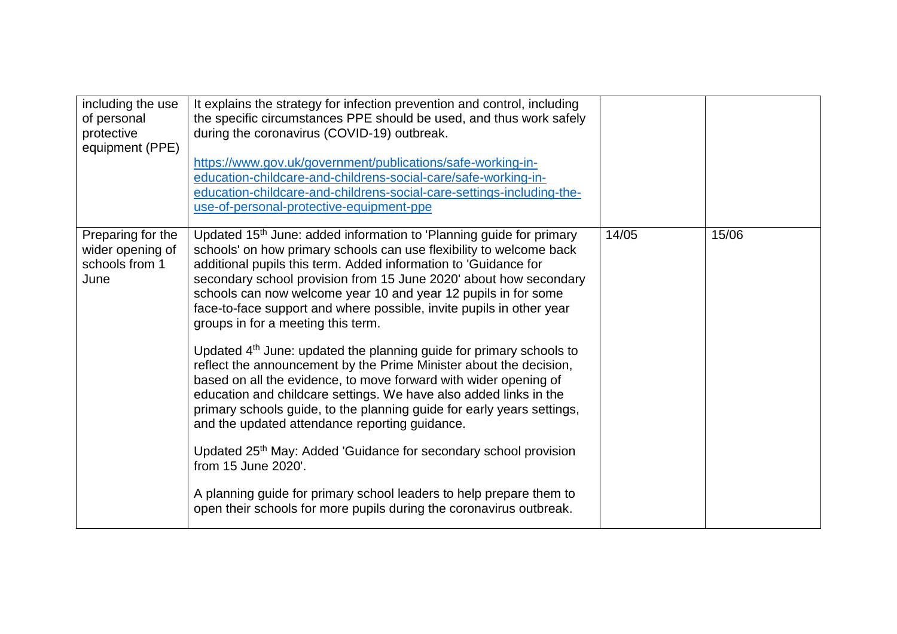| | | | |
|---|---|---|---|
| including the use of personal protective equipment (PPE) | It explains the strategy for infection prevention and control, including the specific circumstances PPE should be used, and thus work safely during the coronavirus (COVID-19) outbreak.<br><br>https://www.gov.uk/government/publications/safe-working-in-education-childcare-and-childrens-social-care/safe-working-in-education-childcare-and-childrens-social-care-settings-including-the-use-of-personal-protective-equipment-ppe | | |
| Preparing for the wider opening of schools from 1 June | Updated 15th June: added information to 'Planning guide for primary schools' on how primary schools can use flexibility to welcome back additional pupils this term. Added information to 'Guidance for secondary school provision from 15 June 2020' about how secondary schools can now welcome year 10 and year 12 pupils in for some face-to-face support and where possible, invite pupils in other year groups in for a meeting this term.<br><br>Updated 4th June: updated the planning guide for primary schools to reflect the announcement by the Prime Minister about the decision, based on all the evidence, to move forward with wider opening of education and childcare settings. We have also added links in the primary schools guide, to the planning guide for early years settings, and the updated attendance reporting guidance.<br><br>Updated 25th May: Added 'Guidance for secondary school provision from 15 June 2020'.<br><br>A planning guide for primary school leaders to help prepare them to open their schools for more pupils during the coronavirus outbreak. | 14/05 | 15/06 |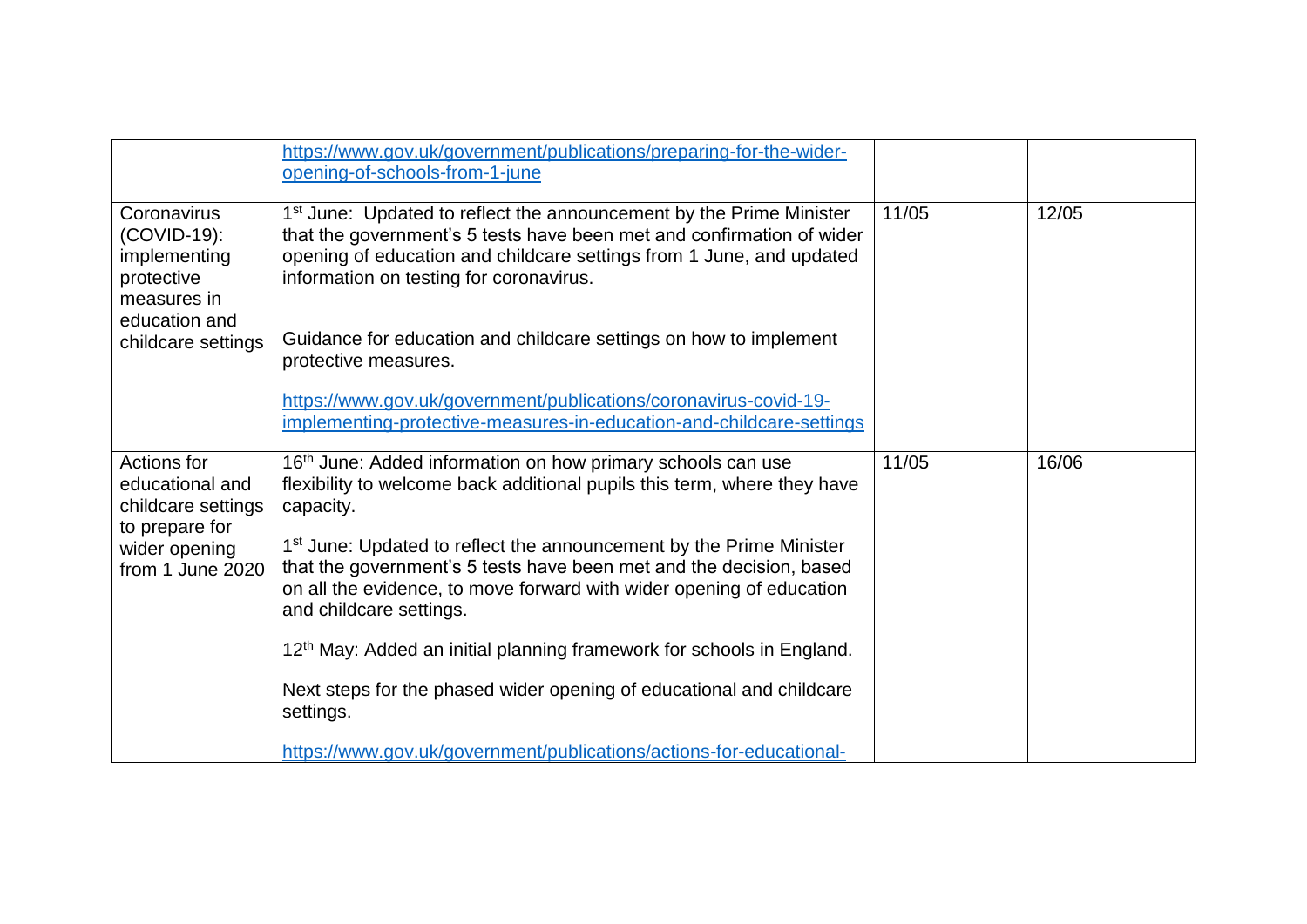| | | | |
|---|---|---|---|
| | https://www.gov.uk/government/publications/preparing-for-the-wider-opening-of-schools-from-1-june | | |
| Coronavirus (COVID-19): implementing protective measures in education and childcare settings | 1st June: Updated to reflect the announcement by the Prime Minister that the government's 5 tests have been met and confirmation of wider opening of education and childcare settings from 1 June, and updated information on testing for coronavirus.<br><br>Guidance for education and childcare settings on how to implement protective measures.<br><br>https://www.gov.uk/government/publications/coronavirus-covid-19-implementing-protective-measures-in-education-and-childcare-settings | 11/05 | 12/05 |
| Actions for educational and childcare settings to prepare for wider opening from 1 June 2020 | 16th June: Added information on how primary schools can use flexibility to welcome back additional pupils this term, where they have capacity.<br><br>1st June: Updated to reflect the announcement by the Prime Minister that the government's 5 tests have been met and the decision, based on all the evidence, to move forward with wider opening of education and childcare settings.<br><br>12th May: Added an initial planning framework for schools in England.<br><br>Next steps for the phased wider opening of educational and childcare settings.<br><br>https://www.gov.uk/government/publications/actions-for-educational- | 11/05 | 16/06 |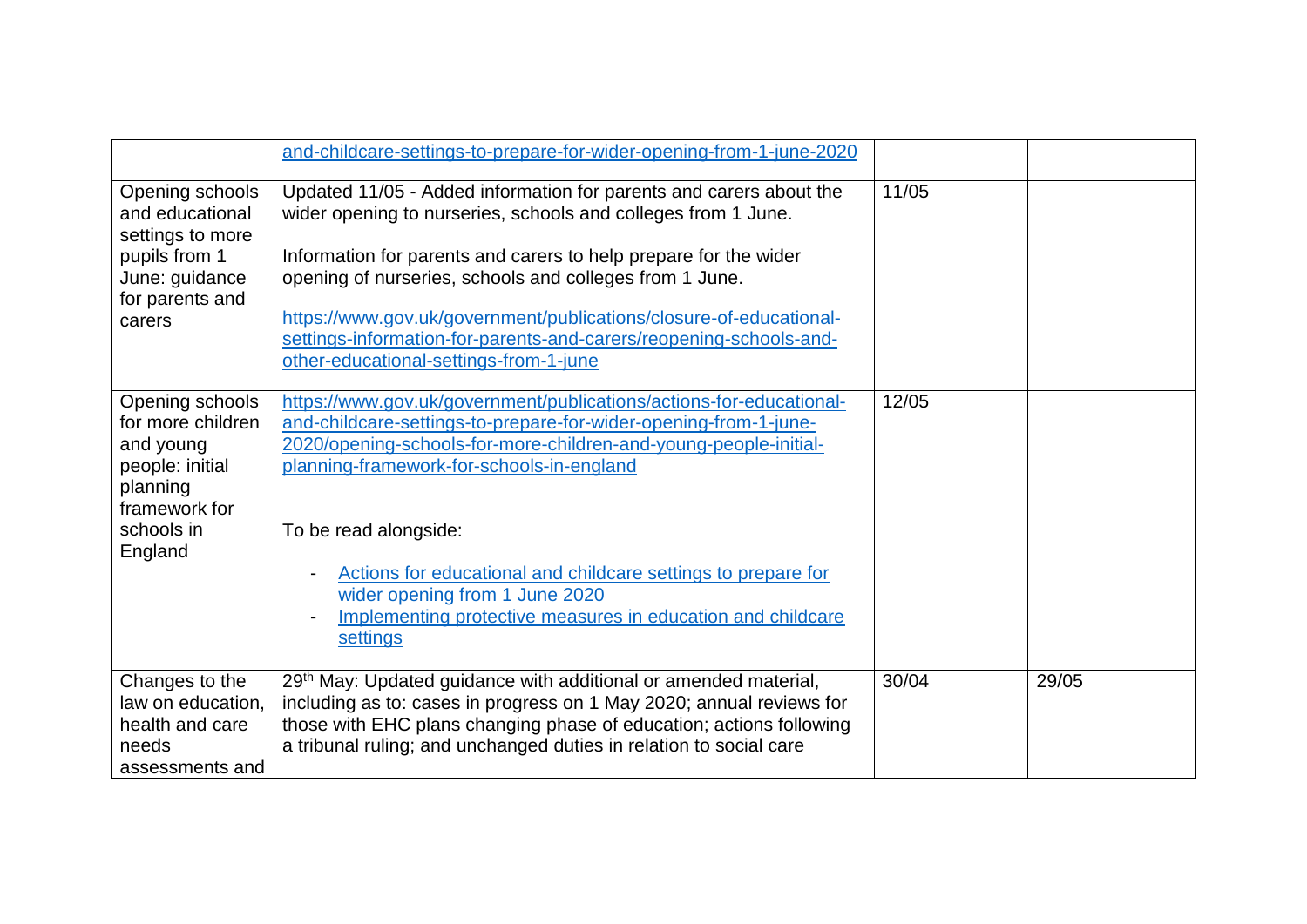| | | | |
|---|---|---|---|
| | and-childcare-settings-to-prepare-for-wider-opening-from-1-june-2020 | | |
| Opening schools and educational settings to more pupils from 1 June: guidance for parents and carers | Updated 11/05 - Added information for parents and carers about the wider opening to nurseries, schools and colleges from 1 June.<br><br>Information for parents and carers to help prepare for the wider opening of nurseries, schools and colleges from 1 June.<br><br>https://www.gov.uk/government/publications/closure-of-educational-settings-information-for-parents-and-carers/reopening-schools-and-other-educational-settings-from-1-june | 11/05 | |
| Opening schools for more children and young people: initial planning framework for schools in England | https://www.gov.uk/government/publications/actions-for-educational-and-childcare-settings-to-prepare-for-wider-opening-from-1-june-2020/opening-schools-for-more-children-and-young-people-initial-planning-framework-for-schools-in-england<br><br>To be read alongside:<br><br>- Actions for educational and childcare settings to prepare for wider opening from 1 June 2020<br>- Implementing protective measures in education and childcare settings | 12/05 | |
| Changes to the law on education, health and care needs assessments and | 29th May: Updated guidance with additional or amended material, including as to: cases in progress on 1 May 2020; annual reviews for those with EHC plans changing phase of education; actions following a tribunal ruling; and unchanged duties in relation to social care | 30/04 | 29/05 |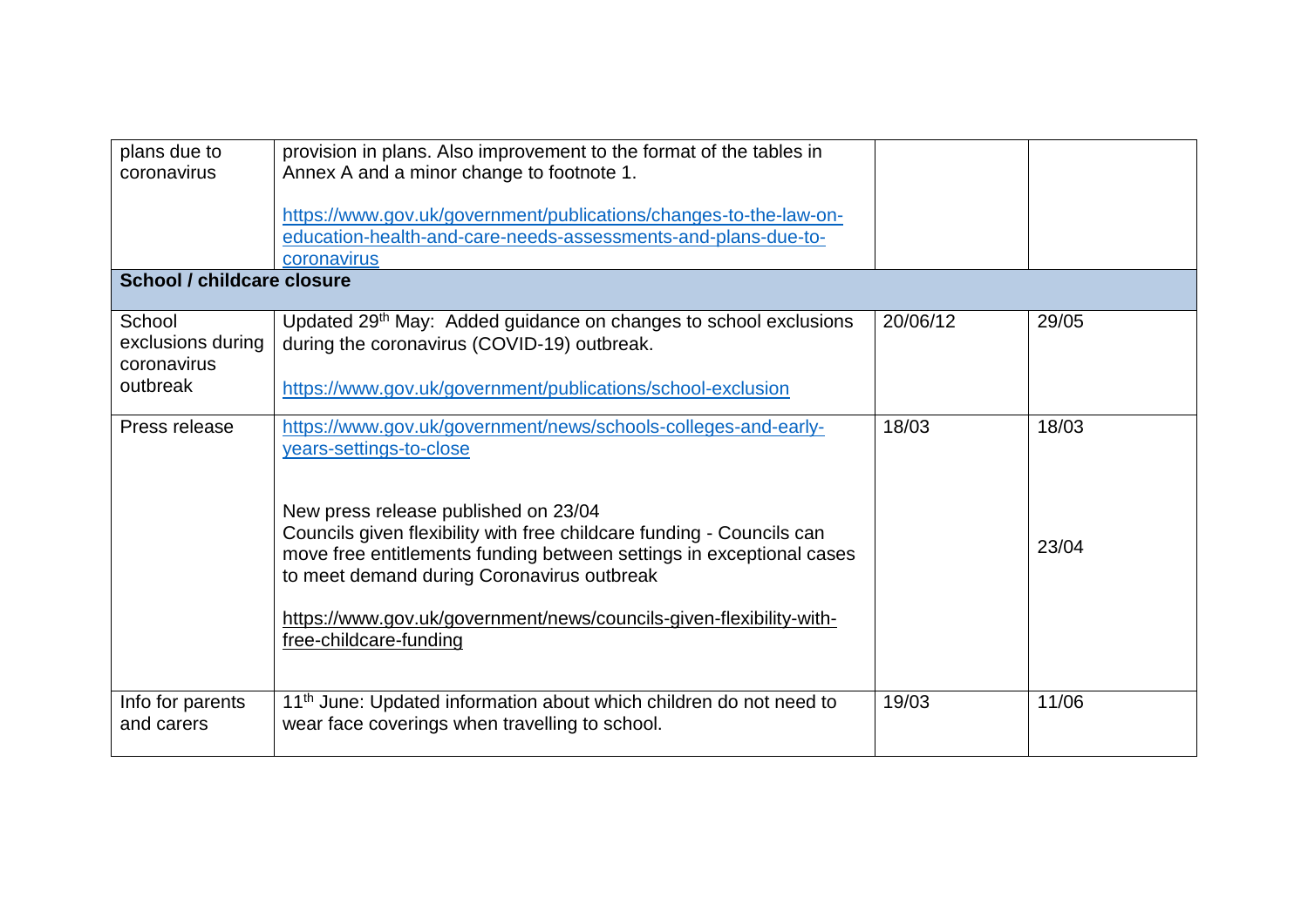| | | | |
|---|---|---|---|
| plans due to coronavirus | provision in plans. Also improvement to the format of the tables in Annex A and a minor change to footnote 1.<br><br>https://www.gov.uk/government/publications/changes-to-the-law-on-education-health-and-care-needs-assessments-and-plans-due-to-coronavirus | | |
| **School / childcare closure** | | | |
| School exclusions during coronavirus outbreak | Updated 29th May: Added guidance on changes to school exclusions during the coronavirus (COVID-19) outbreak.<br><br>https://www.gov.uk/government/publications/school-exclusion | 20/06/12 | 29/05 |
| Press release | https://www.gov.uk/government/news/schools-colleges-and-early-years-settings-to-close<br><br>New press release published on 23/04<br>Councils given flexibility with free childcare funding - Councils can move free entitlements funding between settings in exceptional cases to meet demand during Coronavirus outbreak<br><br>https://www.gov.uk/government/news/councils-given-flexibility-with-free-childcare-funding | 18/03 | 18/03<br><br>23/04 |
| Info for parents and carers | 11th June: Updated information about which children do not need to wear face coverings when travelling to school. | 19/03 | 11/06 |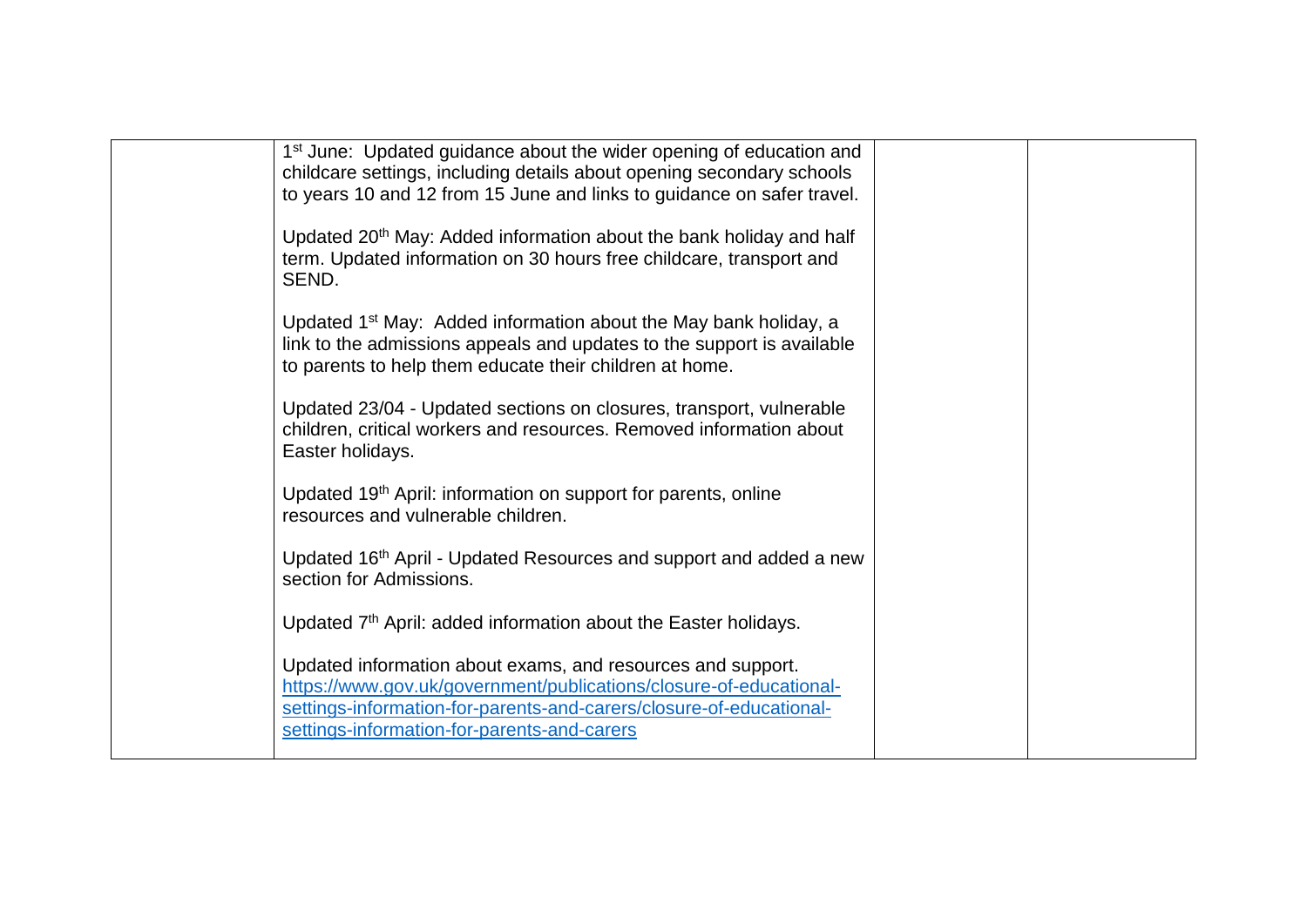| | | | |
|---|---|---|---|
| | 1st June: Updated guidance about the wider opening of education and childcare settings, including details about opening secondary schools to years 10 and 12 from 15 June and links to guidance on safer travel.<br><br>Updated 20th May: Added information about the bank holiday and half term. Updated information on 30 hours free childcare, transport and SEND.<br><br>Updated 1st May: Added information about the May bank holiday, a link to the admissions appeals and updates to the support is available to parents to help them educate their children at home.<br><br>Updated 23/04 - Updated sections on closures, transport, vulnerable children, critical workers and resources. Removed information about Easter holidays.<br><br>Updated 19th April: information on support for parents, online resources and vulnerable children.<br><br>Updated 16th April - Updated Resources and support and added a new section for Admissions.<br><br>Updated 7th April: added information about the Easter holidays.<br><br>Updated information about exams, and resources and support. https://www.gov.uk/government/publications/closure-of-educational-settings-information-for-parents-and-carers/closure-of-educational-settings-information-for-parents-and-carers | | |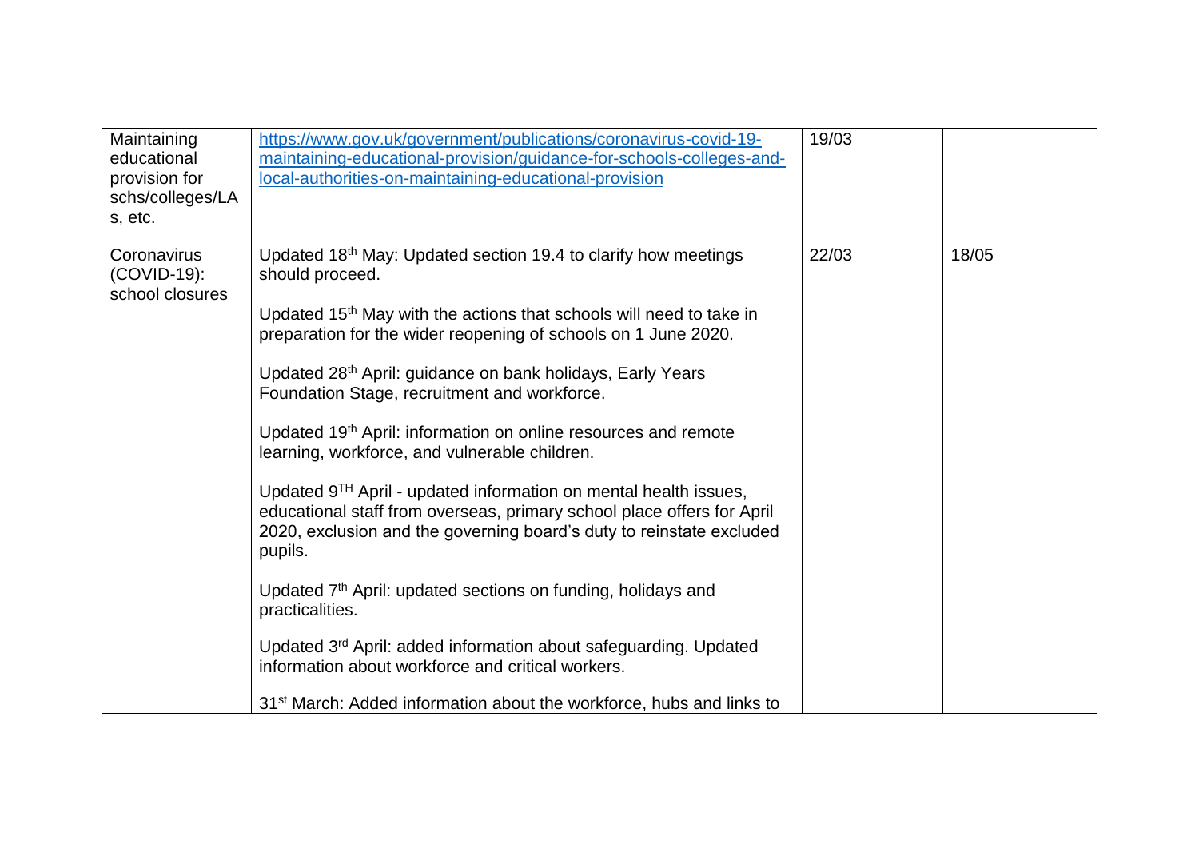| Maintaining educational provision for schs/colleges/LAs, etc. | https://www.gov.uk/government/publications/coronavirus-covid-19-maintaining-educational-provision/guidance-for-schools-colleges-and-local-authorities-on-maintaining-educational-provision | 19/03 | |
|---|---|---|---|
| Coronavirus (COVID-19): school closures | Updated 18th May: Updated section 19.4 to clarify how meetings should proceed.<br><br>Updated 15th May with the actions that schools will need to take in preparation for the wider reopening of schools on 1 June 2020.<br><br>Updated 28th April: guidance on bank holidays, Early Years Foundation Stage, recruitment and workforce.<br><br>Updated 19th April: information on online resources and remote learning, workforce, and vulnerable children.<br><br>Updated 9TH April - updated information on mental health issues, educational staff from overseas, primary school place offers for April 2020, exclusion and the governing board's duty to reinstate excluded pupils.<br><br>Updated 7th April: updated sections on funding, holidays and practicalities.<br><br>Updated 3rd April: added information about safeguarding. Updated information about workforce and critical workers.<br><br>31st March: Added information about the workforce, hubs and links to | 22/03 | 18/05 |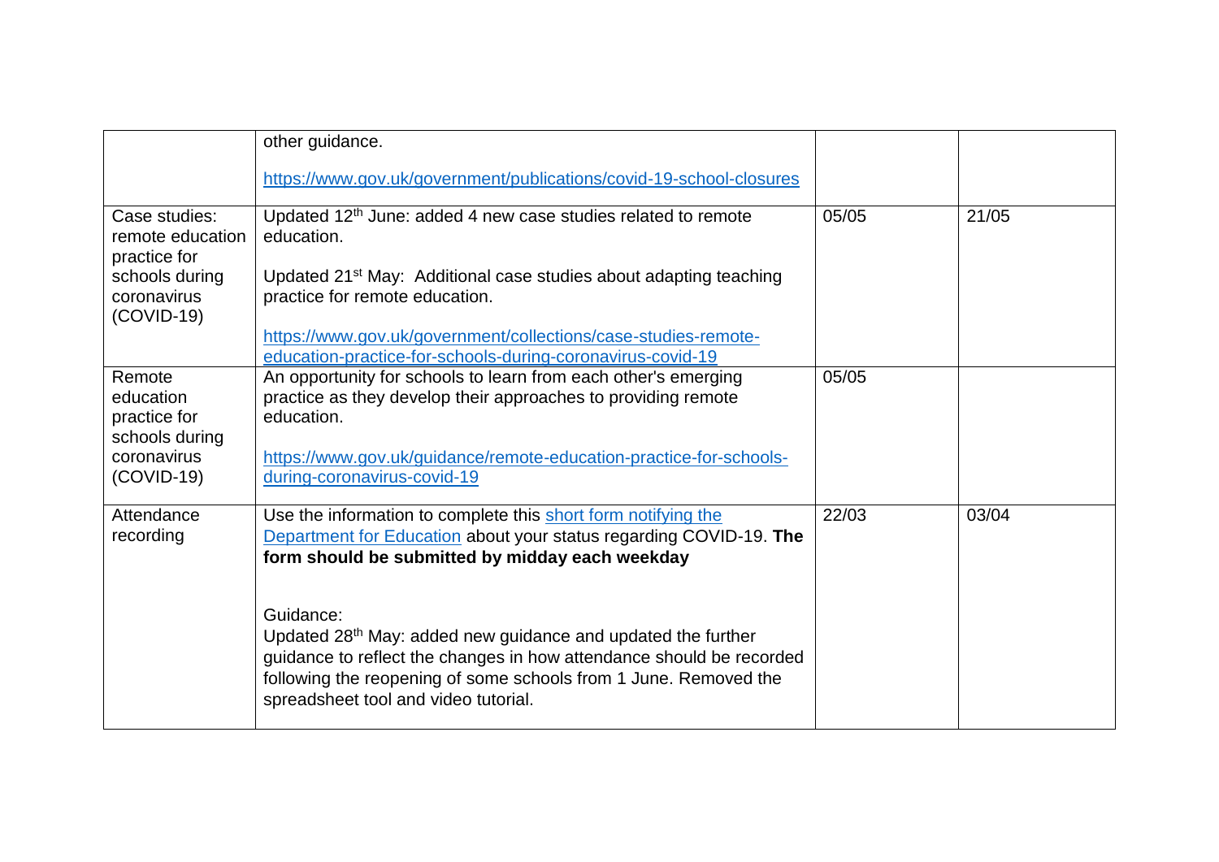| | | | |
|---|---|---|---|
| | other guidance.<br><br>https://www.gov.uk/government/publications/covid-19-school-closures | | |
| Case studies: remote education practice for schools during coronavirus (COVID-19) | Updated 12th June: added 4 new case studies related to remote education.<br><br>Updated 21st May: Additional case studies about adapting teaching practice for remote education.<br><br>https://www.gov.uk/government/collections/case-studies-remote-education-practice-for-schools-during-coronavirus-covid-19 | 05/05 | 21/05 |
| Remote education practice for schools during coronavirus (COVID-19) | An opportunity for schools to learn from each other's emerging practice as they develop their approaches to providing remote education.<br><br>https://www.gov.uk/guidance/remote-education-practice-for-schools-during-coronavirus-covid-19 | 05/05 | |
| Attendance recording | Use the information to complete this short form notifying the Department for Education about your status regarding COVID-19. **The form should be submitted by midday each weekday**<br><br>Guidance:<br>Updated 28th May: added new guidance and updated the further guidance to reflect the changes in how attendance should be recorded following the reopening of some schools from 1 June. Removed the spreadsheet tool and video tutorial. | 22/03 | 03/04 |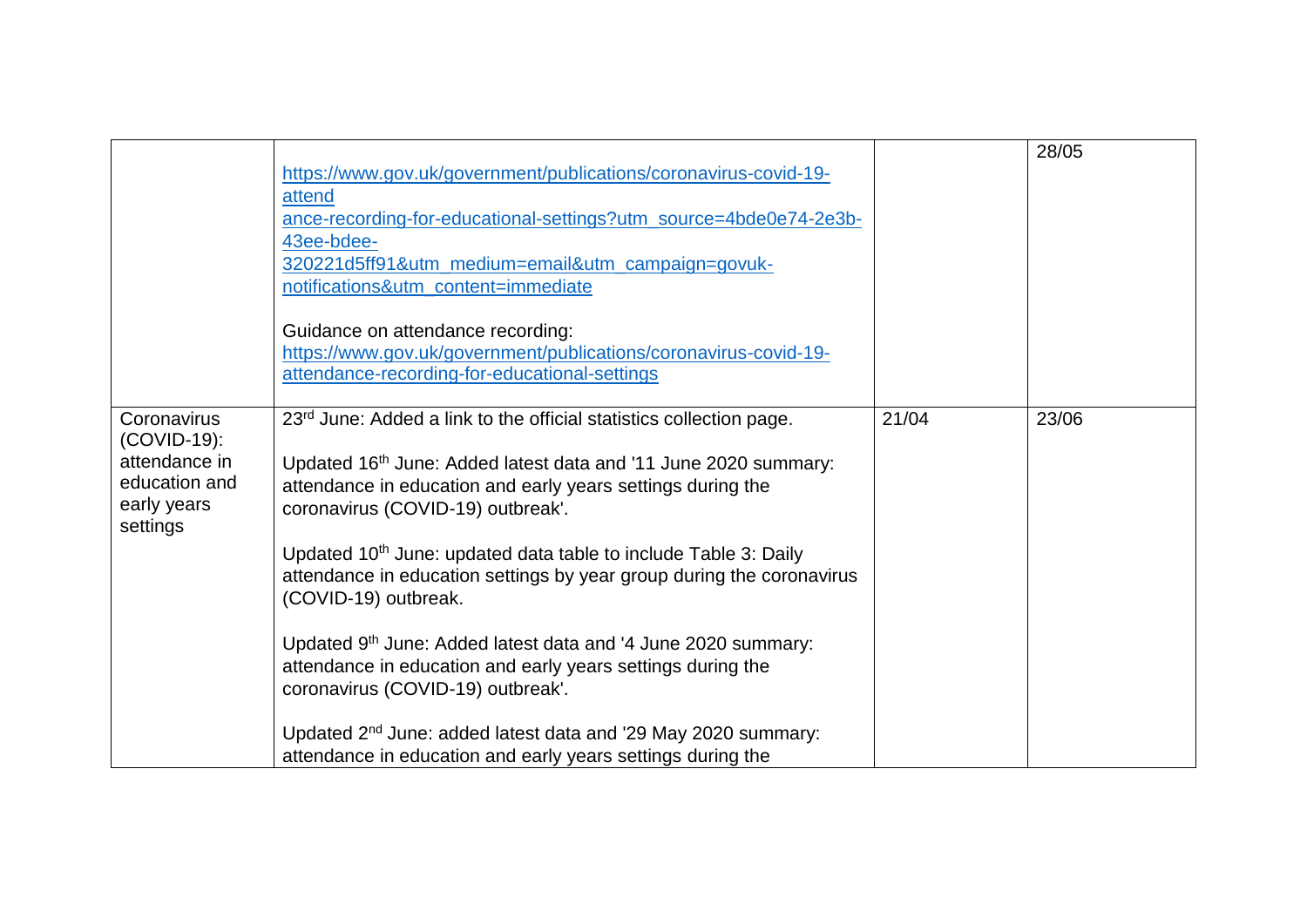| | | | |
|---|---|---|---|
| | https://www.gov.uk/government/publications/coronavirus-covid-19-attendance-recording-for-educational-settings?utm_source=4bde0e74-2e3b-43ee-bdee-320221d5ff91&utm_medium=email&utm_campaign=govuk-notifications&utm_content=immediate<br><br>Guidance on attendance recording: https://www.gov.uk/government/publications/coronavirus-covid-19-attendance-recording-for-educational-settings | | 28/05 |
| Coronavirus (COVID-19): attendance in education and early years settings | 23rd June: Added a link to the official statistics collection page.<br><br>Updated 16th June: Added latest data and '11 June 2020 summary: attendance in education and early years settings during the coronavirus (COVID-19) outbreak'.<br><br>Updated 10th June: updated data table to include Table 3: Daily attendance in education settings by year group during the coronavirus (COVID-19) outbreak.<br><br>Updated 9th June: Added latest data and '4 June 2020 summary: attendance in education and early years settings during the coronavirus (COVID-19) outbreak'.<br><br>Updated 2nd June: added latest data and '29 May 2020 summary: attendance in education and early years settings during the | 21/04 | 23/06 |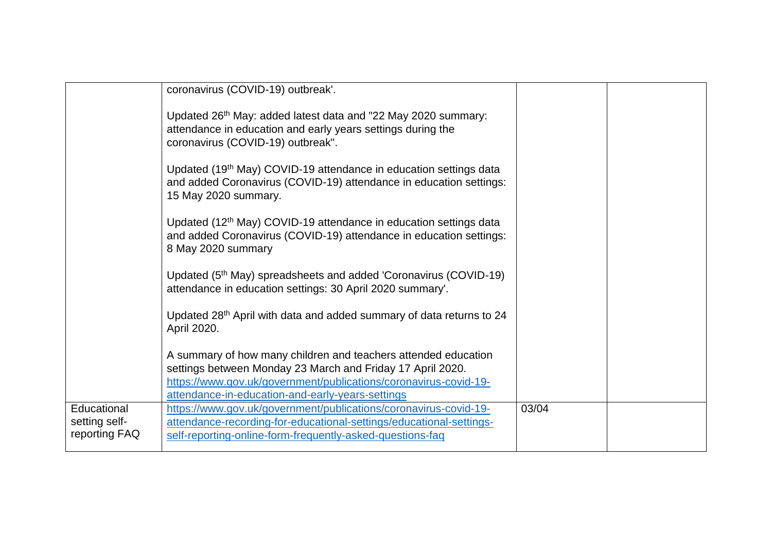| | | | |
|---|---|---|---|
| | coronavirus (COVID-19) outbreak'.<br><br>Updated 26th May: added latest data and "22 May 2020 summary: attendance in education and early years settings during the coronavirus (COVID-19) outbreak".<br><br>Updated (19th May) COVID-19 attendance in education settings data and added Coronavirus (COVID-19) attendance in education settings: 15 May 2020 summary.<br><br>Updated (12th May) COVID-19 attendance in education settings data and added Coronavirus (COVID-19) attendance in education settings: 8 May 2020 summary<br><br>Updated (5th May) spreadsheets and added 'Coronavirus (COVID-19) attendance in education settings: 30 April 2020 summary'.<br><br>Updated 28th April with data and added summary of data returns to 24 April 2020.<br><br>A summary of how many children and teachers attended education settings between Monday 23 March and Friday 17 April 2020.<br>https://www.gov.uk/government/publications/coronavirus-covid-19-attendance-in-education-and-early-years-settings | | |
| Educational setting self-reporting FAQ | https://www.gov.uk/government/publications/coronavirus-covid-19-attendance-recording-for-educational-settings/educational-settings-self-reporting-online-form-frequently-asked-questions-faq | 03/04 | |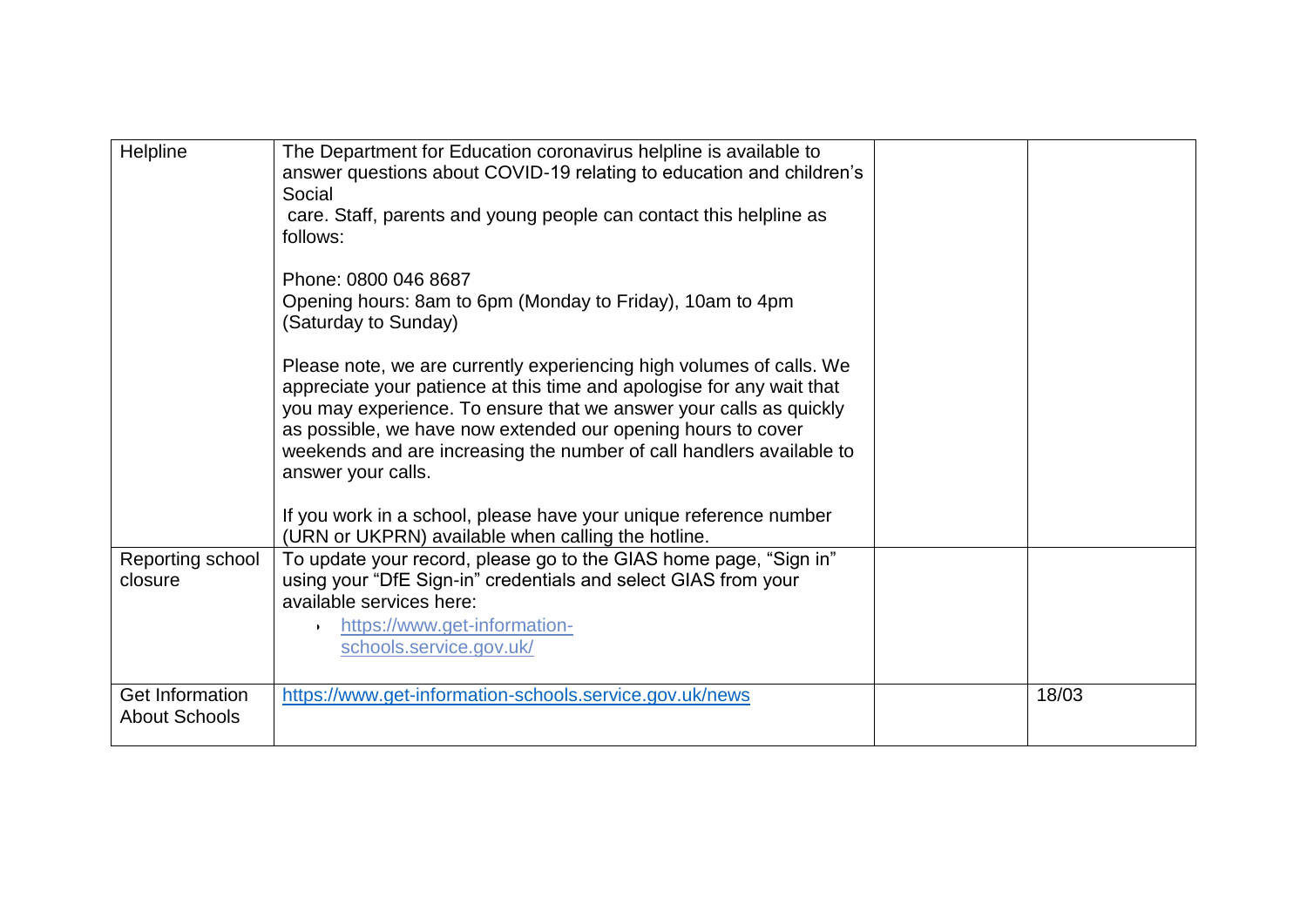| | | | |
|---|---|---|---|
| Helpline | The Department for Education coronavirus helpline is available to answer questions about COVID-19 relating to education and children's Social care. Staff, parents and young people can contact this helpline as follows:<br><br>Phone: 0800 046 8687<br>Opening hours: 8am to 6pm (Monday to Friday), 10am to 4pm (Saturday to Sunday)<br><br>Please note, we are currently experiencing high volumes of calls. We appreciate your patience at this time and apologise for any wait that you may experience. To ensure that we answer your calls as quickly as possible, we have now extended our opening hours to cover weekends and are increasing the number of call handlers available to answer your calls.<br><br>If you work in a school, please have your unique reference number (URN or UKPRN) available when calling the hotline. | | |
| Reporting school closure | To update your record, please go to the GIAS home page, "Sign in" using your "DfE Sign-in" credentials and select GIAS from your available services here:<br>• https://www.get-information-schools.service.gov.uk/ | | |
| Get Information About Schools | https://www.get-information-schools.service.gov.uk/news | | 18/03 |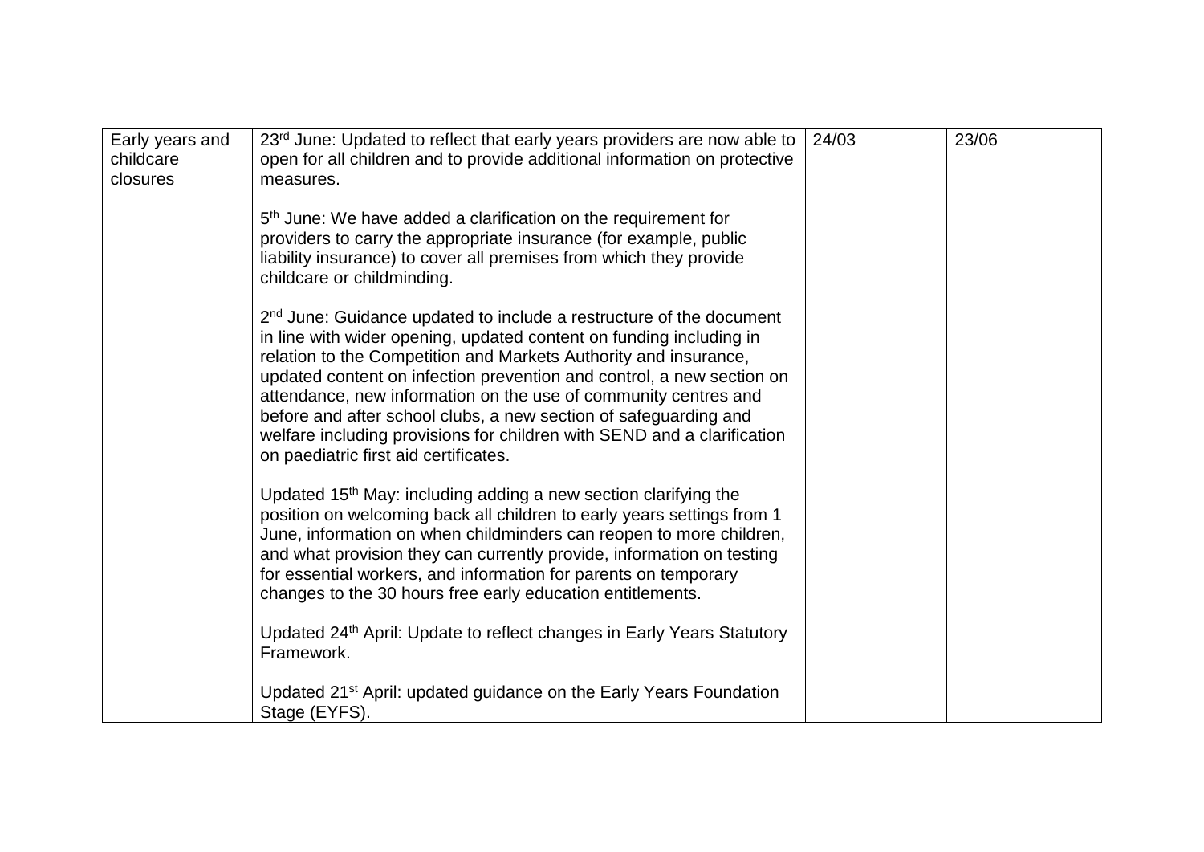| Early years and childcare closures | 23rd June: Updated to reflect that early years providers are now able to open for all children and to provide additional information on protective measures.<br><br>5th June: We have added a clarification on the requirement for providers to carry the appropriate insurance (for example, public liability insurance) to cover all premises from which they provide childcare or childminding.<br><br>2nd June: Guidance updated to include a restructure of the document in line with wider opening, updated content on funding including in relation to the Competition and Markets Authority and insurance, updated content on infection prevention and control, a new section on attendance, new information on the use of community centres and before and after school clubs, a new section of safeguarding and welfare including provisions for children with SEND and a clarification on paediatric first aid certificates.<br><br>Updated 15th May: including adding a new section clarifying the position on welcoming back all children to early years settings from 1 June, information on when childminders can reopen to more children, and what provision they can currently provide, information on testing for essential workers, and information for parents on temporary changes to the 30 hours free early education entitlements.<br><br>Updated 24th April: Update to reflect changes in Early Years Statutory Framework.<br><br>Updated 21st April: updated guidance on the Early Years Foundation Stage (EYFS). | 24/03 | 23/06 |
|---|---|---|---|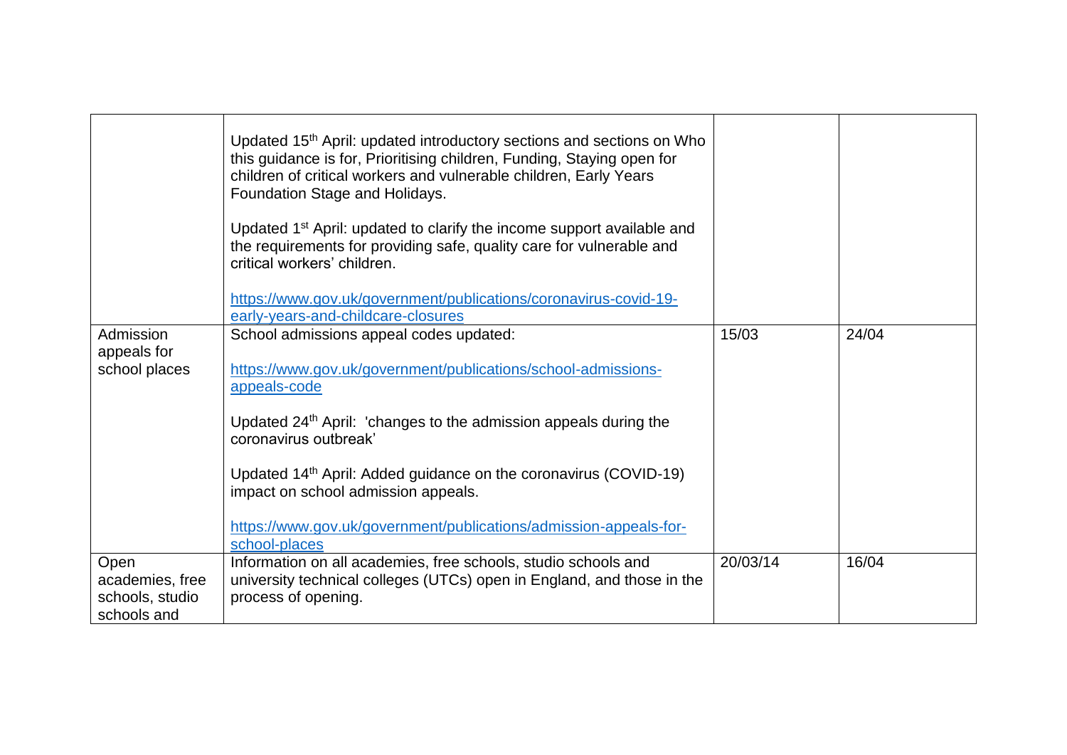| | | | |
|---|---|---|---|
| | Updated 15th April: updated introductory sections and sections on Who this guidance is for, Prioritising children, Funding, Staying open for children of critical workers and vulnerable children, Early Years Foundation Stage and Holidays.<br><br>Updated 1st April: updated to clarify the income support available and the requirements for providing safe, quality care for vulnerable and critical workers' children.<br><br>https://www.gov.uk/government/publications/coronavirus-covid-19-early-years-and-childcare-closures | | |
| Admission appeals for school places | School admissions appeal codes updated:<br><br>https://www.gov.uk/government/publications/school-admissions-appeals-code<br><br>Updated 24th April: 'changes to the admission appeals during the coronavirus outbreak'<br><br>Updated 14th April: Added guidance on the coronavirus (COVID-19) impact on school admission appeals.<br><br>https://www.gov.uk/government/publications/admission-appeals-for-school-places | 15/03 | 24/04 |
| Open academies, free schools, studio schools and | Information on all academies, free schools, studio schools and university technical colleges (UTCs) open in England, and those in the process of opening. | 20/03/14 | 16/04 |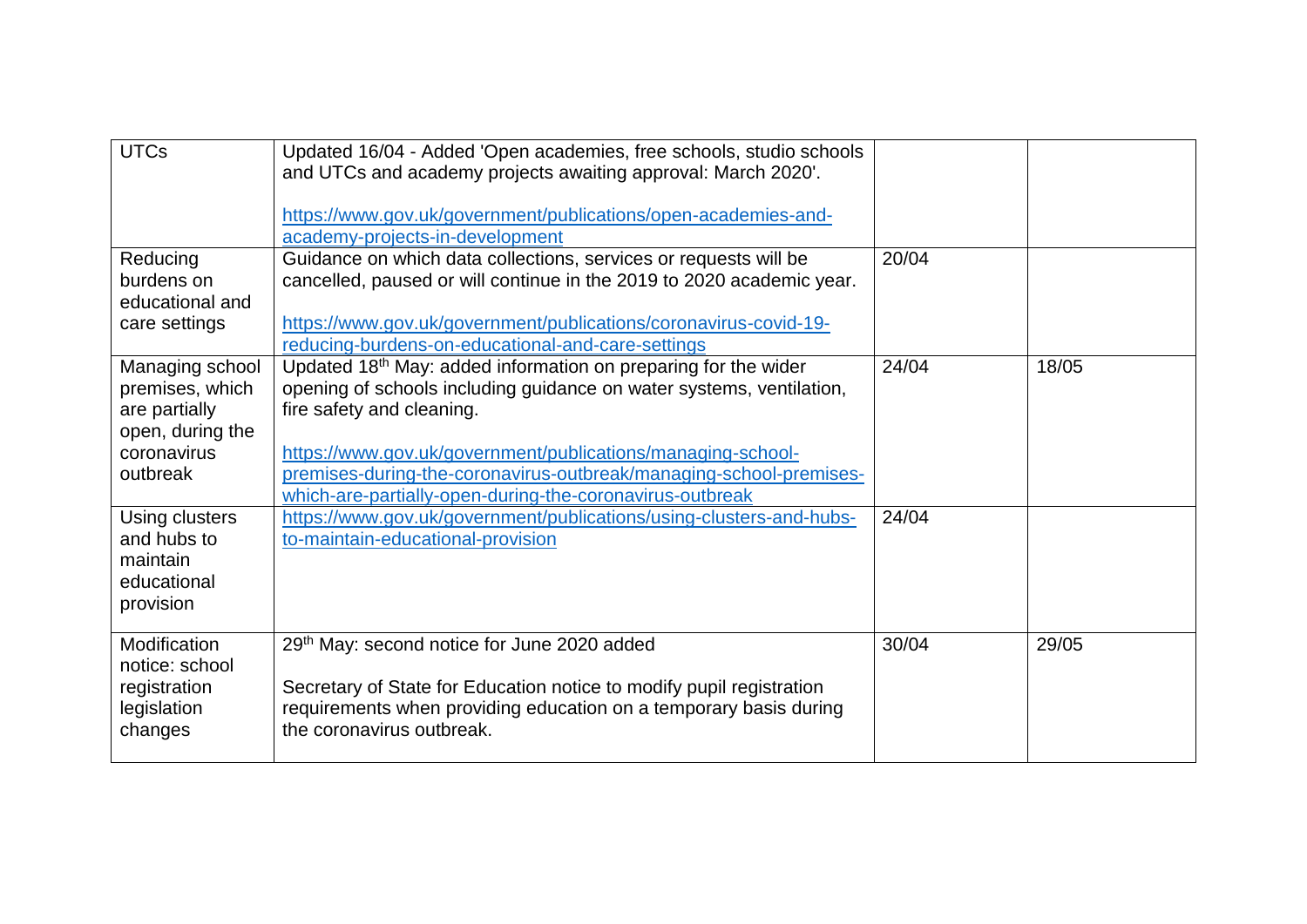| UTCs | Updated 16/04 - Added 'Open academies, free schools, studio schools and UTCs and academy projects awaiting approval: March 2020'.<br><br>https://www.gov.uk/government/publications/open-academies-and-academy-projects-in-development | | |
|---|---|---|---|
| Reducing burdens on educational and care settings | Guidance on which data collections, services or requests will be cancelled, paused or will continue in the 2019 to 2020 academic year.<br><br>https://www.gov.uk/government/publications/coronavirus-covid-19-reducing-burdens-on-educational-and-care-settings | 20/04 | |
| Managing school premises, which are partially open, during the coronavirus outbreak | Updated 18th May: added information on preparing for the wider opening of schools including guidance on water systems, ventilation, fire safety and cleaning.<br><br>https://www.gov.uk/government/publications/managing-school-premises-during-the-coronavirus-outbreak/managing-school-premises-which-are-partially-open-during-the-coronavirus-outbreak | 24/04 | 18/05 |
| Using clusters and hubs to maintain educational provision | https://www.gov.uk/government/publications/using-clusters-and-hubs-to-maintain-educational-provision | 24/04 | |
| Modification notice: school registration legislation changes | 29th May: second notice for June 2020 added<br><br>Secretary of State for Education notice to modify pupil registration requirements when providing education on a temporary basis during the coronavirus outbreak. | 30/04 | 29/05 |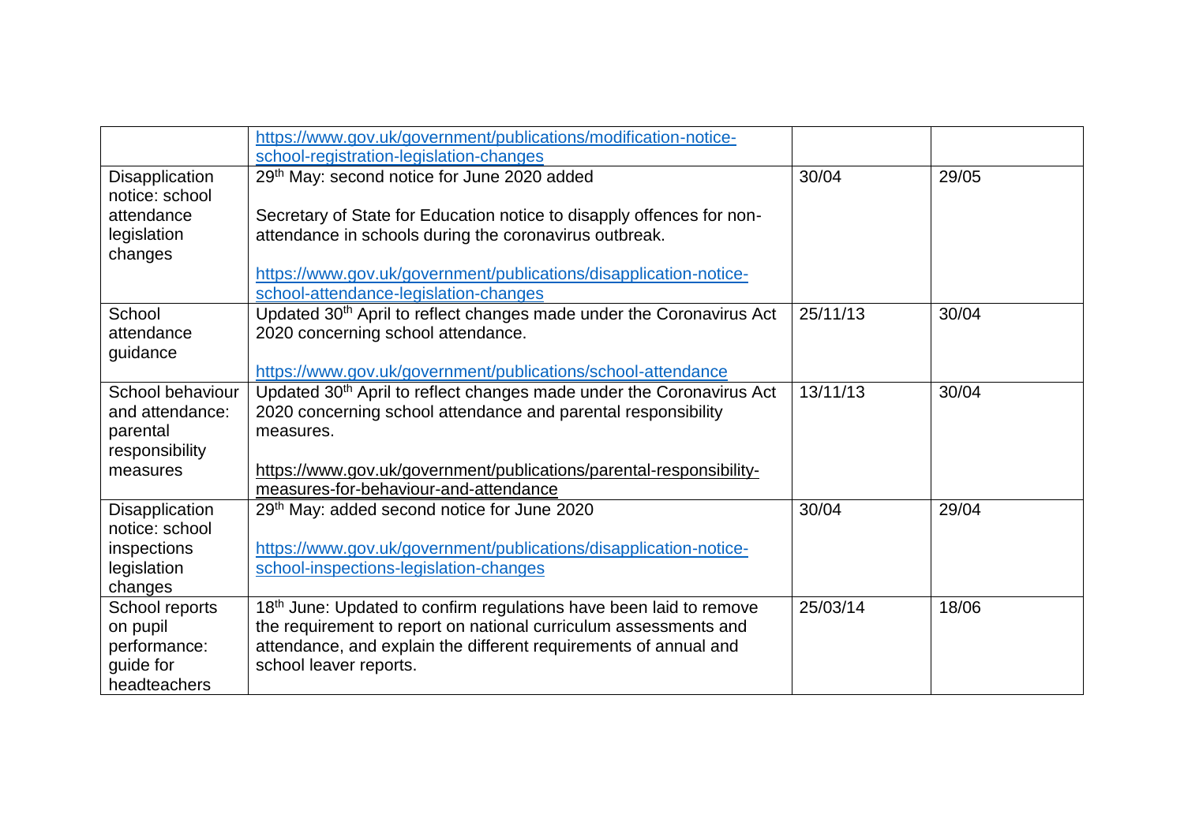| | | | |
|---|---|---|---|
| | https://www.gov.uk/government/publications/modification-notice-school-registration-legislation-changes | | |
| Disapplication notice: school attendance legislation changes | 29th May: second notice for June 2020 added<br><br>Secretary of State for Education notice to disapply offences for non-attendance in schools during the coronavirus outbreak.<br><br>https://www.gov.uk/government/publications/disapplication-notice-school-attendance-legislation-changes | 30/04 | 29/05 |
| School attendance guidance | Updated 30th April to reflect changes made under the Coronavirus Act 2020 concerning school attendance.<br><br>https://www.gov.uk/government/publications/school-attendance | 25/11/13 | 30/04 |
| School behaviour and attendance: parental responsibility measures | Updated 30th April to reflect changes made under the Coronavirus Act 2020 concerning school attendance and parental responsibility measures.<br><br>https://www.gov.uk/government/publications/parental-responsibility-measures-for-behaviour-and-attendance | 13/11/13 | 30/04 |
| Disapplication notice: school inspections legislation changes | 29th May: added second notice for June 2020<br><br>https://www.gov.uk/government/publications/disapplication-notice-school-inspections-legislation-changes | 30/04 | 29/04 |
| School reports on pupil performance: guide for headteachers | 18th June: Updated to confirm regulations have been laid to remove the requirement to report on national curriculum assessments and attendance, and explain the different requirements of annual and school leaver reports. | 25/03/14 | 18/06 |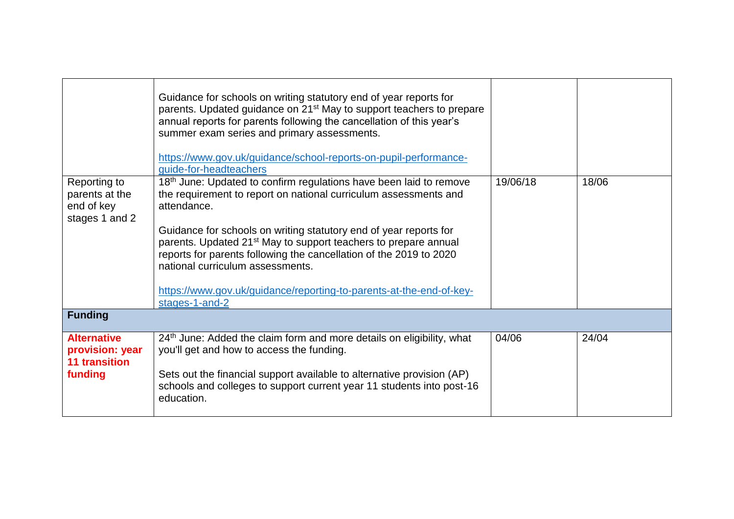| | | | |
|---|---|---|---|
| | Guidance for schools on writing statutory end of year reports for parents. Updated guidance on 21st May to support teachers to prepare annual reports for parents following the cancellation of this year's summer exam series and primary assessments.<br><br>https://www.gov.uk/guidance/school-reports-on-pupil-performance-guide-for-headteachers | | |
| Reporting to parents at the end of key stages 1 and 2 | 18th June: Updated to confirm regulations have been laid to remove the requirement to report on national curriculum assessments and attendance.<br><br>Guidance for schools on writing statutory end of year reports for parents. Updated 21st May to support teachers to prepare annual reports for parents following the cancellation of the 2019 to 2020 national curriculum assessments.<br><br>https://www.gov.uk/guidance/reporting-to-parents-at-the-end-of-key-stages-1-and-2 | 19/06/18 | 18/06 |
| **Funding** | | | |
| **Alternative provision: year 11 transition funding** | 24th June: Added the claim form and more details on eligibility, what you'll get and how to access the funding.<br><br>Sets out the financial support available to alternative provision (AP) schools and colleges to support current year 11 students into post-16 education. | 04/06 | 24/04 |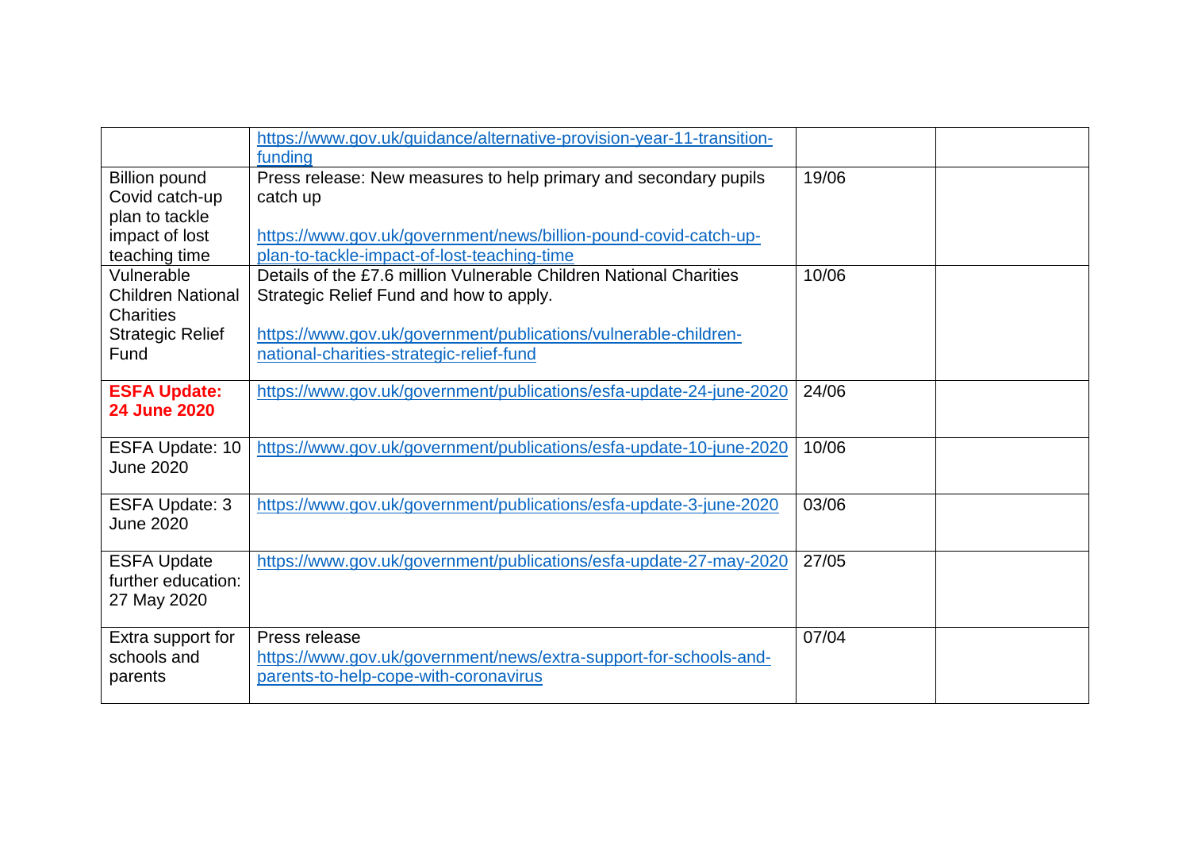| | | | |
|---|---|---|---|
| | https://www.gov.uk/guidance/alternative-provision-year-11-transition-funding | | |
| Billion pound Covid catch-up plan to tackle impact of lost teaching time | Press release: New measures to help primary and secondary pupils catch up<br><br>https://www.gov.uk/government/news/billion-pound-covid-catch-up-plan-to-tackle-impact-of-lost-teaching-time | 19/06 | |
| Vulnerable Children National Charities Strategic Relief Fund | Details of the £7.6 million Vulnerable Children National Charities Strategic Relief Fund and how to apply.<br><br>https://www.gov.uk/government/publications/vulnerable-children-national-charities-strategic-relief-fund | 10/06 | |
| **ESFA Update: 24 June 2020** | https://www.gov.uk/government/publications/esfa-update-24-june-2020 | 24/06 | |
| ESFA Update: 10 June 2020 | https://www.gov.uk/government/publications/esfa-update-10-june-2020 | 10/06 | |
| ESFA Update: 3 June 2020 | https://www.gov.uk/government/publications/esfa-update-3-june-2020 | 03/06 | |
| ESFA Update further education: 27 May 2020 | https://www.gov.uk/government/publications/esfa-update-27-may-2020 | 27/05 | |
| Extra support for schools and parents | Press release<br>https://www.gov.uk/government/news/extra-support-for-schools-and-parents-to-help-cope-with-coronavirus | 07/04 | |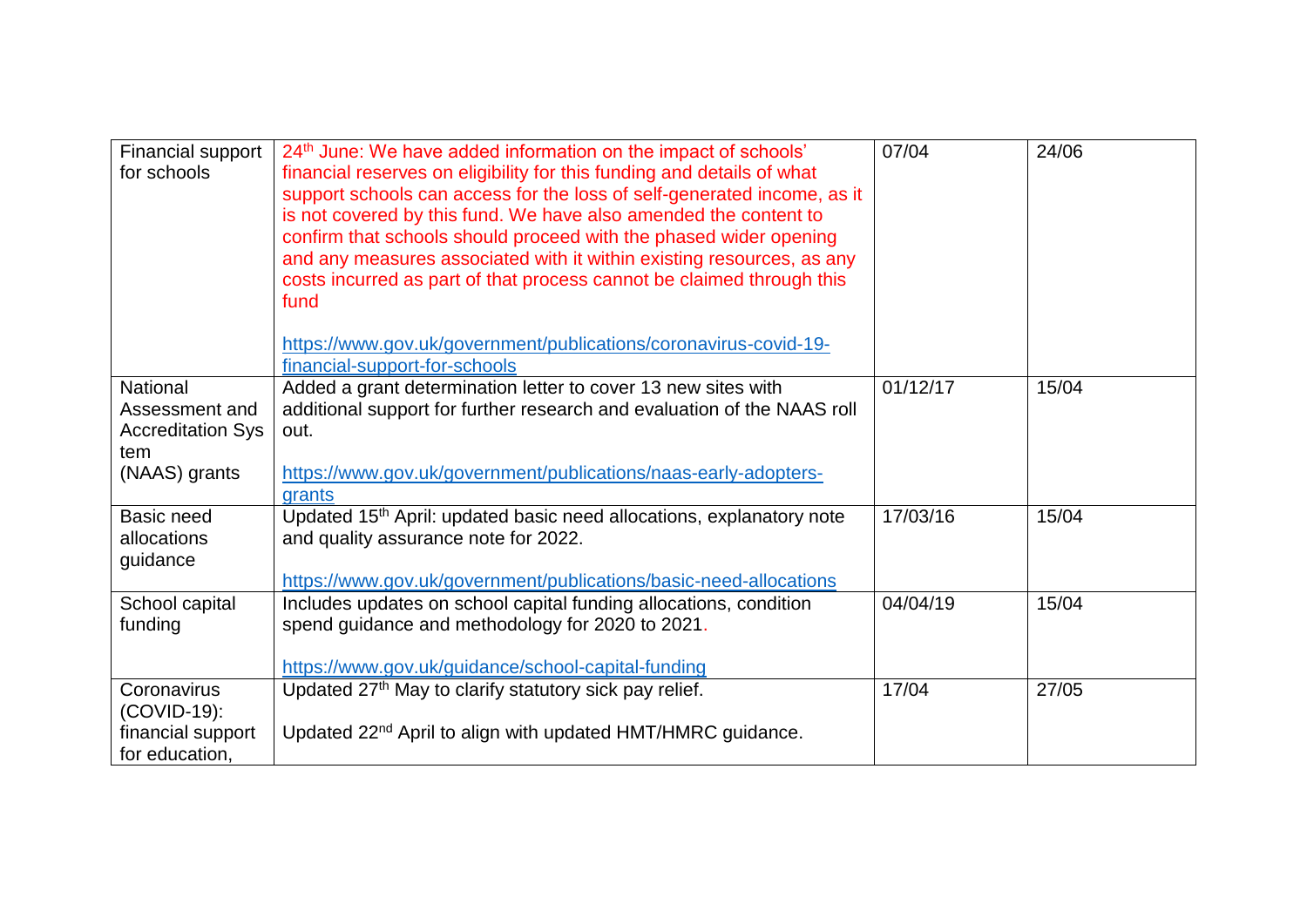| Financial support for schools | 24th June: We have added information on the impact of schools' financial reserves on eligibility for this funding and details of what support schools can access for the loss of self-generated income, as it is not covered by this fund. We have also amended the content to confirm that schools should proceed with the phased wider opening and any measures associated with it within existing resources, as any costs incurred as part of that process cannot be claimed through this fund<br><br>https://www.gov.uk/government/publications/coronavirus-covid-19-financial-support-for-schools | 07/04 | 24/06 |
|---|---|---|---|
| National Assessment and Accreditation System (NAAS) grants | Added a grant determination letter to cover 13 new sites with additional support for further research and evaluation of the NAAS roll out.<br><br>https://www.gov.uk/government/publications/naas-early-adopters-grants | 01/12/17 | 15/04 |
| Basic need allocations guidance | Updated 15th April: updated basic need allocations, explanatory note and quality assurance note for 2022.<br><br>https://www.gov.uk/government/publications/basic-need-allocations | 17/03/16 | 15/04 |
| School capital funding | Includes updates on school capital funding allocations, condition spend guidance and methodology for 2020 to 2021.<br><br>https://www.gov.uk/guidance/school-capital-funding | 04/04/19 | 15/04 |
| Coronavirus (COVID-19): financial support for education, | Updated 27th May to clarify statutory sick pay relief.<br><br>Updated 22nd April to align with updated HMT/HMRC guidance. | 17/04 | 27/05 |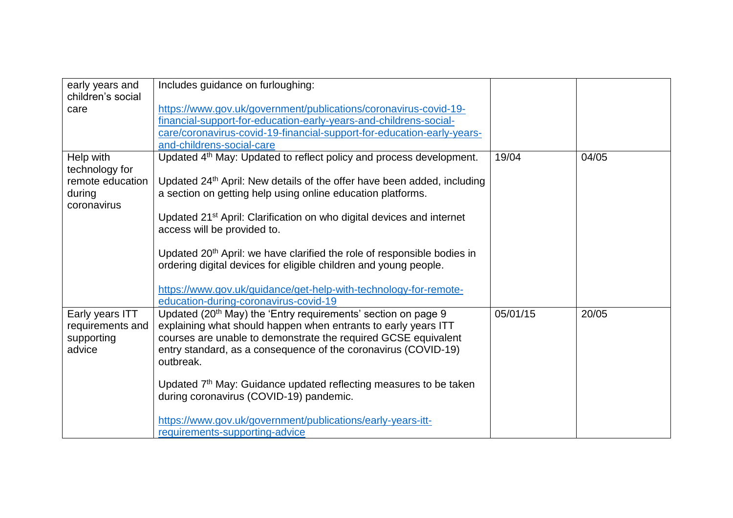| | | | |
|---|---|---|---|
| early years and children's social care | Includes guidance on furloughing:<br><br>https://www.gov.uk/government/publications/coronavirus-covid-19-financial-support-for-education-early-years-and-childrens-social-care/coronavirus-covid-19-financial-support-for-education-early-years-and-childrens-social-care | | |
| Help with technology for remote education during coronavirus | Updated 4th May: Updated to reflect policy and process development.<br><br>Updated 24th April: New details of the offer have been added, including a section on getting help using online education platforms.<br><br>Updated 21st April: Clarification on who digital devices and internet access will be provided to.<br><br>Updated 20th April: we have clarified the role of responsible bodies in ordering digital devices for eligible children and young people.<br><br>https://www.gov.uk/guidance/get-help-with-technology-for-remote-education-during-coronavirus-covid-19 | 19/04 | 04/05 |
| Early years ITT requirements and supporting advice | Updated (20th May) the 'Entry requirements' section on page 9 explaining what should happen when entrants to early years ITT courses are unable to demonstrate the required GCSE equivalent entry standard, as a consequence of the coronavirus (COVID-19) outbreak.<br><br>Updated 7th May: Guidance updated reflecting measures to be taken during coronavirus (COVID-19) pandemic.<br><br>https://www.gov.uk/government/publications/early-years-itt-requirements-supporting-advice | 05/01/15 | 20/05 |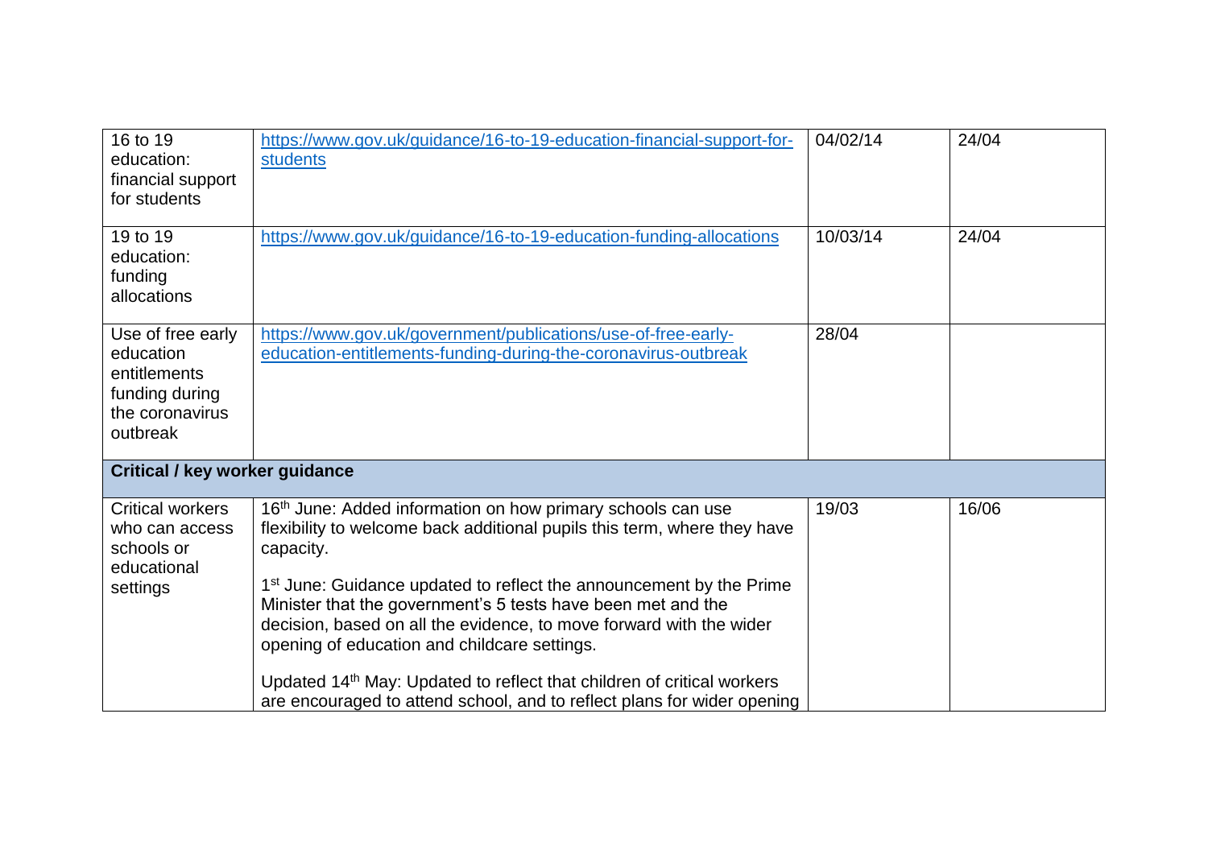| | | | |
|---|---|---|---|
| 16 to 19 education: financial support for students | https://www.gov.uk/guidance/16-to-19-education-financial-support-for-students | 04/02/14 | 24/04 |
| 19 to 19 education: funding allocations | https://www.gov.uk/guidance/16-to-19-education-funding-allocations | 10/03/14 | 24/04 |
| Use of free early education entitlements funding during the coronavirus outbreak | https://www.gov.uk/government/publications/use-of-free-early-education-entitlements-funding-during-the-coronavirus-outbreak | 28/04 | |
| **Critical / key worker guidance** | | | |
| Critical workers who can access schools or educational settings | 16th June: Added information on how primary schools can use flexibility to welcome back additional pupils this term, where they have capacity.<br><br>1st June: Guidance updated to reflect the announcement by the Prime Minister that the government's 5 tests have been met and the decision, based on all the evidence, to move forward with the wider opening of education and childcare settings.<br><br>Updated 14th May: Updated to reflect that children of critical workers are encouraged to attend school, and to reflect plans for wider opening | 19/03 | 16/06 |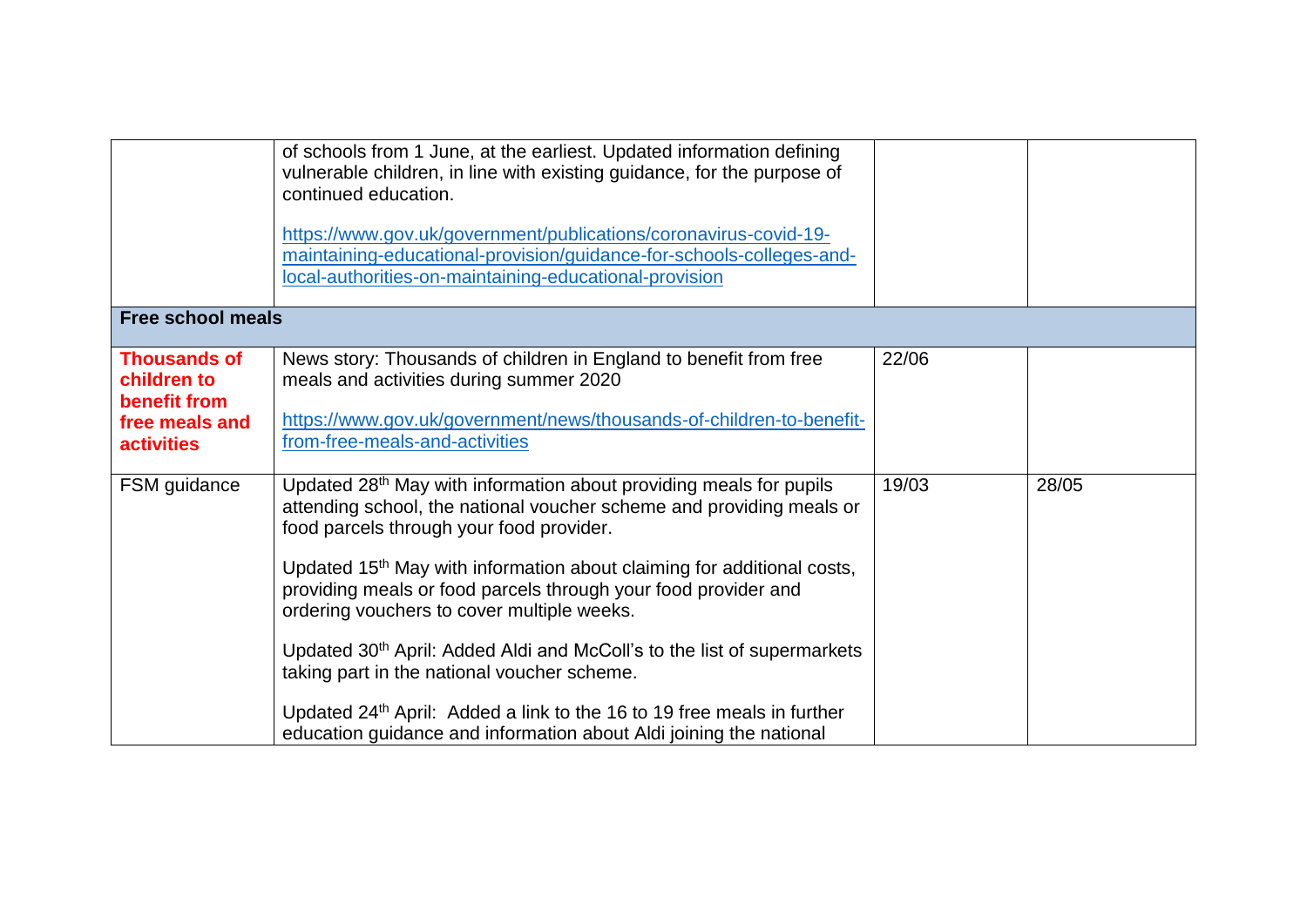| | | | |
|---|---|---|---|
| | of schools from 1 June, at the earliest. Updated information defining vulnerable children, in line with existing guidance, for the purpose of continued education.<br><br>https://www.gov.uk/government/publications/coronavirus-covid-19-maintaining-educational-provision/guidance-for-schools-colleges-and-local-authorities-on-maintaining-educational-provision | | |
| **Free school meals** | | | |
| **Thousands of children to benefit from free meals and activities** | News story: Thousands of children in England to benefit from free meals and activities during summer 2020<br><br>https://www.gov.uk/government/news/thousands-of-children-to-benefit-from-free-meals-and-activities | 22/06 | |
| FSM guidance | Updated 28th May with information about providing meals for pupils attending school, the national voucher scheme and providing meals or food parcels through your food provider.<br><br>Updated 15th May with information about claiming for additional costs, providing meals or food parcels through your food provider and ordering vouchers to cover multiple weeks.<br><br>Updated 30th April: Added Aldi and McColl's to the list of supermarkets taking part in the national voucher scheme.<br><br>Updated 24th April: Added a link to the 16 to 19 free meals in further education guidance and information about Aldi joining the national | 19/03 | 28/05 |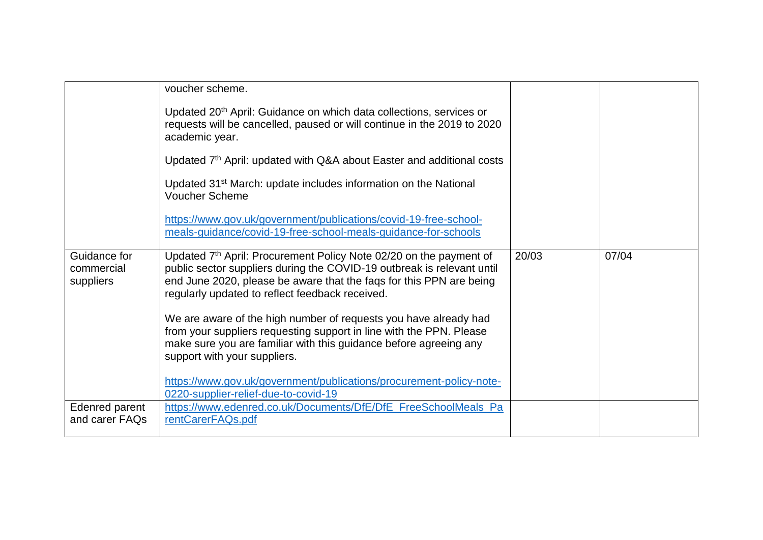| | | | |
|---|---|---|---|
| | voucher scheme.<br><br>Updated 20th April: Guidance on which data collections, services or requests will be cancelled, paused or will continue in the 2019 to 2020 academic year.<br><br>Updated 7th April: updated with Q&A about Easter and additional costs<br><br>Updated 31st March: update includes information on the National Voucher Scheme<br><br>https://www.gov.uk/government/publications/covid-19-free-school-meals-guidance/covid-19-free-school-meals-guidance-for-schools | | |
| Guidance for commercial suppliers | Updated 7th April: Procurement Policy Note 02/20 on the payment of public sector suppliers during the COVID-19 outbreak is relevant until end June 2020, please be aware that the faqs for this PPN are being regularly updated to reflect feedback received.<br><br>We are aware of the high number of requests you have already had from your suppliers requesting support in line with the PPN. Please make sure you are familiar with this guidance before agreeing any support with your suppliers.<br><br>https://www.gov.uk/government/publications/procurement-policy-note-0220-supplier-relief-due-to-covid-19 | 20/03 | 07/04 |
| Edenred parent and carer FAQs | https://www.edenred.co.uk/Documents/DfE/DfE_FreeSchoolMeals_ParentCarerFAQs.pdf | | |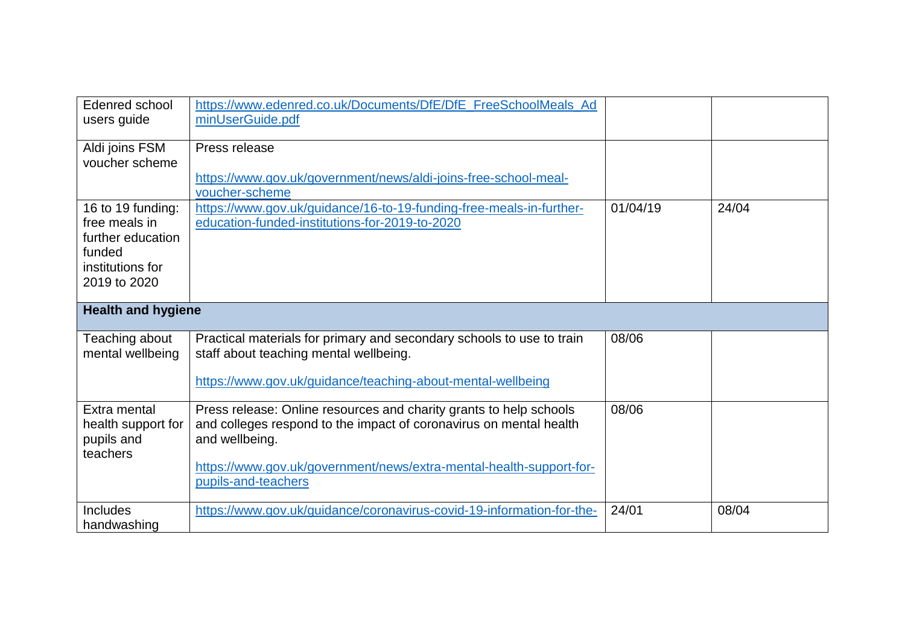| | | | |
|---|---|---|---|
| Edenred school users guide | https://www.edenred.co.uk/Documents/DfE/DfE_FreeSchoolMeals_AdminUserGuide.pdf | | |
| Aldi joins FSM voucher scheme | Press release<br><br>https://www.gov.uk/government/news/aldi-joins-free-school-meal-voucher-scheme | | |
| 16 to 19 funding: free meals in further education funded institutions for 2019 to 2020 | https://www.gov.uk/guidance/16-to-19-funding-free-meals-in-further-education-funded-institutions-for-2019-to-2020 | 01/04/19 | 24/04 |
| **Health and hygiene** | | | |
| Teaching about mental wellbeing | Practical materials for primary and secondary schools to use to train staff about teaching mental wellbeing.<br><br>https://www.gov.uk/guidance/teaching-about-mental-wellbeing | 08/06 | |
| Extra mental health support for pupils and teachers | Press release: Online resources and charity grants to help schools and colleges respond to the impact of coronavirus on mental health and wellbeing.<br><br>https://www.gov.uk/government/news/extra-mental-health-support-for-pupils-and-teachers | 08/06 | |
| Includes handwashing | https://www.gov.uk/guidance/coronavirus-covid-19-information-for-the- | 24/01 | 08/04 |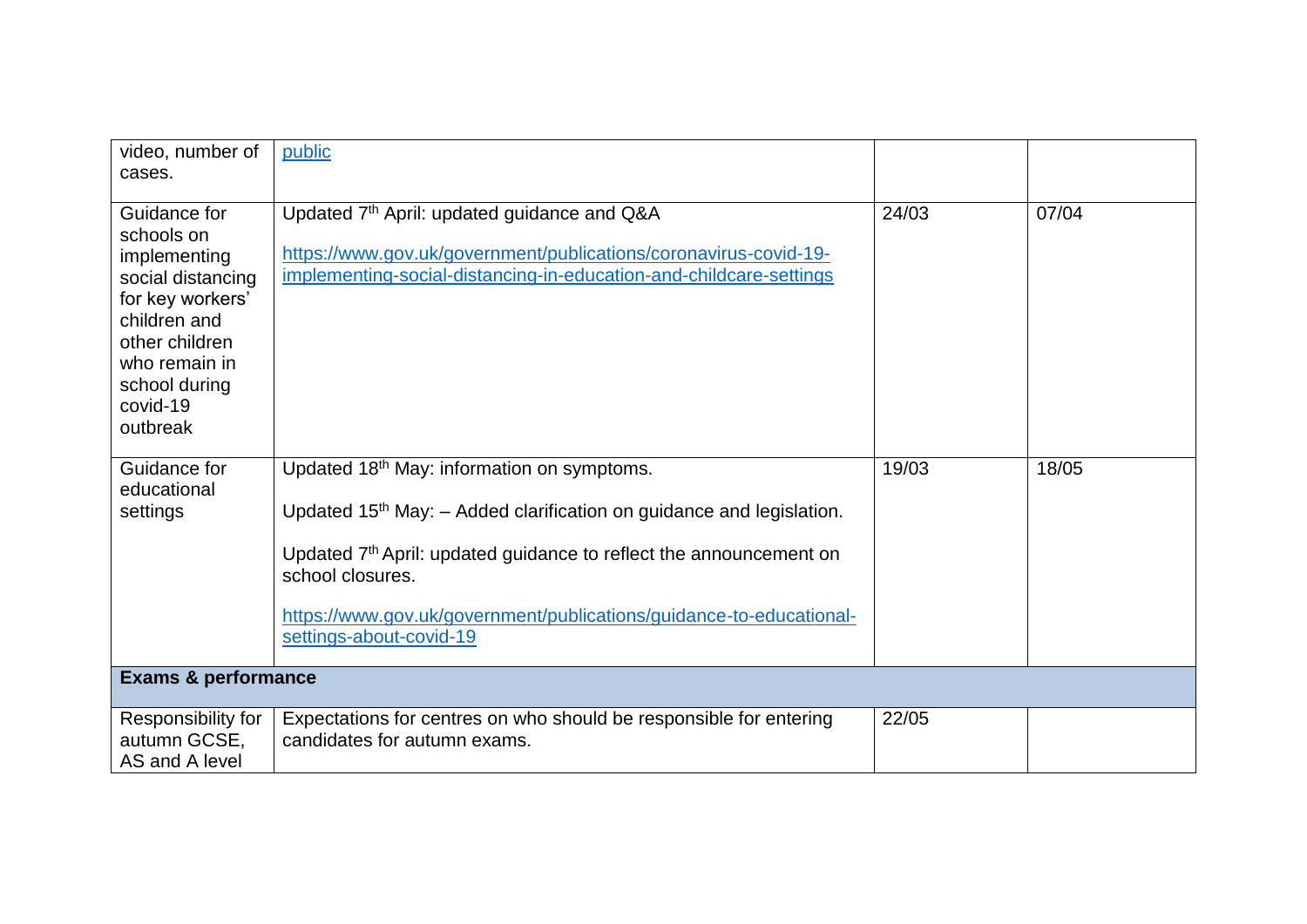| | | | |
|---|---|---|---|
| video, number of cases. | public | | |
| Guidance for schools on implementing social distancing for key workers' children and other children who remain in school during covid-19 outbreak | Updated 7th April: updated guidance and Q&A<br><br>https://www.gov.uk/government/publications/coronavirus-covid-19-implementing-social-distancing-in-education-and-childcare-settings | 24/03 | 07/04 |
| Guidance for educational settings | Updated 18th May: information on symptoms.<br><br>Updated 15th May: – Added clarification on guidance and legislation.<br><br>Updated 7th April: updated guidance to reflect the announcement on school closures.<br><br>https://www.gov.uk/government/publications/guidance-to-educational-settings-about-covid-19 | 19/03 | 18/05 |
| **Exams & performance** | | | |
| Responsibility for autumn GCSE, AS and A level | Expectations for centres on who should be responsible for entering candidates for autumn exams. | 22/05 | |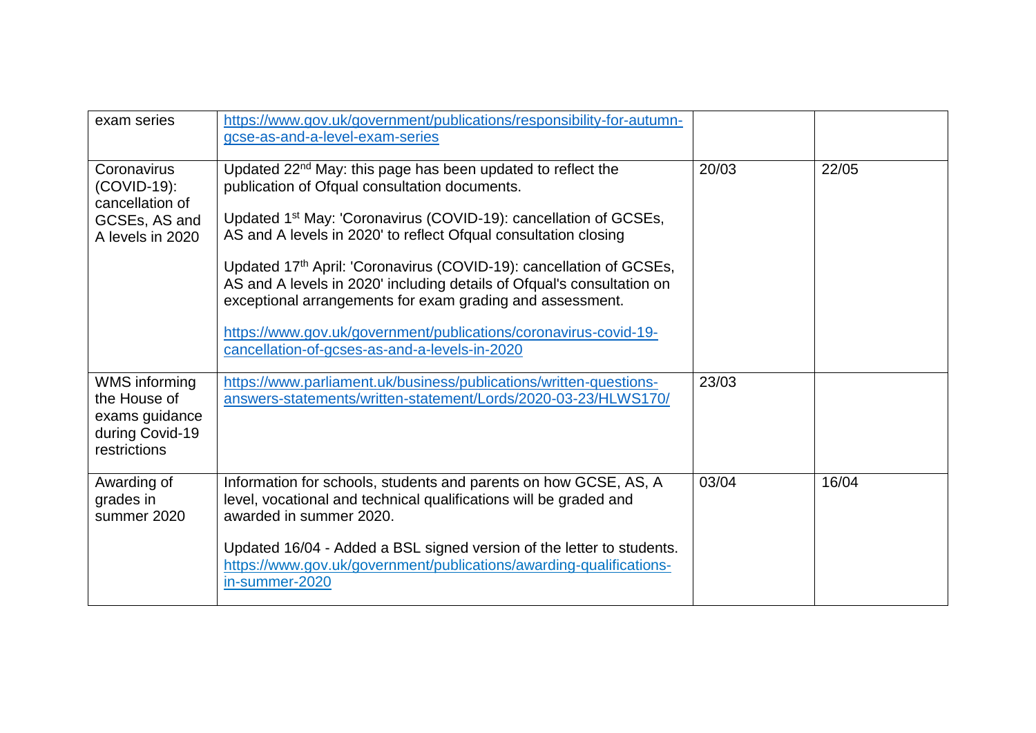| | | | |
|---|---|---|---|
| exam series | https://www.gov.uk/government/publications/responsibility-for-autumn-gcse-as-and-a-level-exam-series | | |
| Coronavirus (COVID-19): cancellation of GCSEs, AS and A levels in 2020 | Updated 22nd May: this page has been updated to reflect the publication of Ofqual consultation documents.<br><br>Updated 1st May: 'Coronavirus (COVID-19): cancellation of GCSEs, AS and A levels in 2020' to reflect Ofqual consultation closing<br><br>Updated 17th April: 'Coronavirus (COVID-19): cancellation of GCSEs, AS and A levels in 2020' including details of Ofqual's consultation on exceptional arrangements for exam grading and assessment.<br><br>https://www.gov.uk/government/publications/coronavirus-covid-19-cancellation-of-gcses-as-and-a-levels-in-2020 | 20/03 | 22/05 |
| WMS informing the House of exams guidance during Covid-19 restrictions | https://www.parliament.uk/business/publications/written-questions-answers-statements/written-statement/Lords/2020-03-23/HLWS170/ | 23/03 | |
| Awarding of grades in summer 2020 | Information for schools, students and parents on how GCSE, AS, A level, vocational and technical qualifications will be graded and awarded in summer 2020.<br><br>Updated 16/04 - Added a BSL signed version of the letter to students. https://www.gov.uk/government/publications/awarding-qualifications-in-summer-2020 | 03/04 | 16/04 |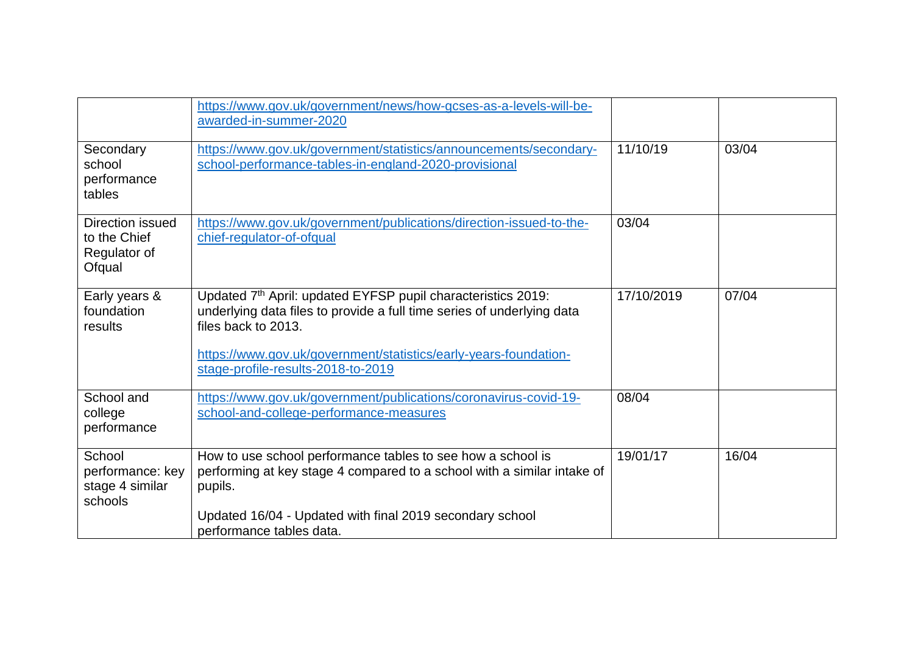| | | | |
|---|---|---|---|
| | https://www.gov.uk/government/news/how-gcses-as-a-levels-will-be-awarded-in-summer-2020 | | |
| Secondary school performance tables | https://www.gov.uk/government/statistics/announcements/secondary-school-performance-tables-in-england-2020-provisional | 11/10/19 | 03/04 |
| Direction issued to the Chief Regulator of Ofqual | https://www.gov.uk/government/publications/direction-issued-to-the-chief-regulator-of-ofqual | 03/04 | |
| Early years & foundation results | Updated 7th April: updated EYFSP pupil characteristics 2019: underlying data files to provide a full time series of underlying data files back to 2013.<br><br>https://www.gov.uk/government/statistics/early-years-foundation-stage-profile-results-2018-to-2019 | 17/10/2019 | 07/04 |
| School and college performance | https://www.gov.uk/government/publications/coronavirus-covid-19-school-and-college-performance-measures | 08/04 | |
| School performance: key stage 4 similar schools | How to use school performance tables to see how a school is performing at key stage 4 compared to a school with a similar intake of pupils.<br><br>Updated 16/04 - Updated with final 2019 secondary school performance tables data. | 19/01/17 | 16/04 |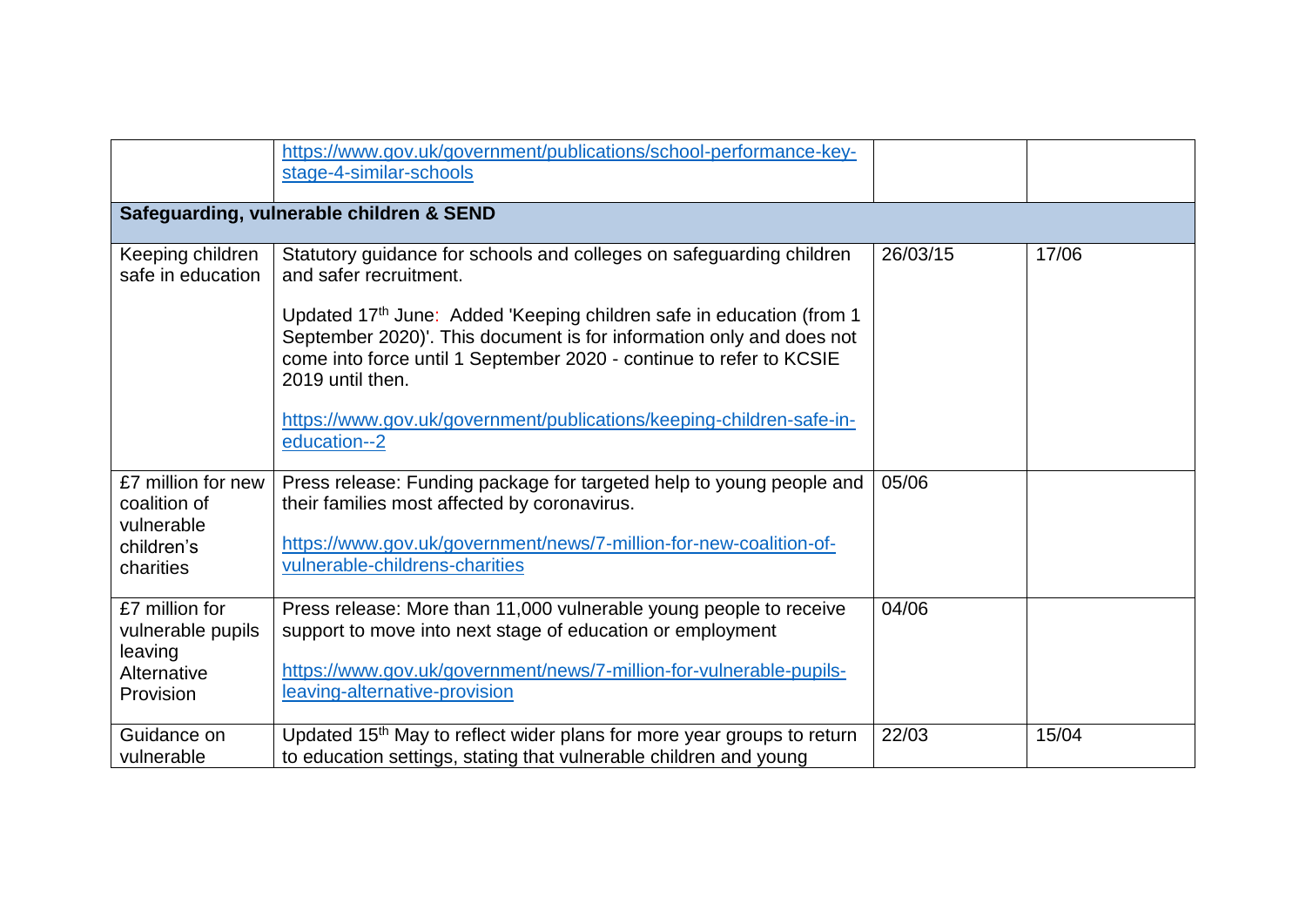| | | | |
|---|---|---|---|
| | https://www.gov.uk/government/publications/school-performance-key-stage-4-similar-schools | | |
| **Safeguarding, vulnerable children & SEND** | | | |
| Keeping children safe in education | Statutory guidance for schools and colleges on safeguarding children and safer recruitment.<br><br>Updated 17th June: Added 'Keeping children safe in education (from 1 September 2020)'. This document is for information only and does not come into force until 1 September 2020 - continue to refer to KCSIE 2019 until then.<br><br>https://www.gov.uk/government/publications/keeping-children-safe-in-education--2 | 26/03/15 | 17/06 |
| £7 million for new coalition of vulnerable children's charities | Press release: Funding package for targeted help to young people and their families most affected by coronavirus.<br><br>https://www.gov.uk/government/news/7-million-for-new-coalition-of-vulnerable-childrens-charities | 05/06 | |
| £7 million for vulnerable pupils leaving Alternative Provision | Press release: More than 11,000 vulnerable young people to receive support to move into next stage of education or employment<br><br>https://www.gov.uk/government/news/7-million-for-vulnerable-pupils-leaving-alternative-provision | 04/06 | |
| Guidance on vulnerable | Updated 15th May to reflect wider plans for more year groups to return to education settings, stating that vulnerable children and young | 22/03 | 15/04 |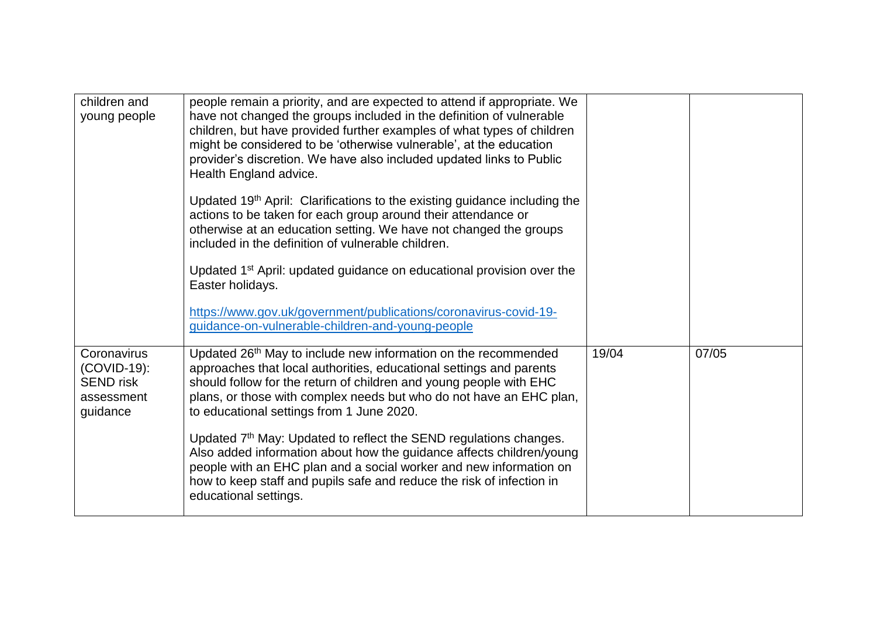| | | | |
|---|---|---|---|
| children and young people | people remain a priority, and are expected to attend if appropriate. We have not changed the groups included in the definition of vulnerable children, but have provided further examples of what types of children might be considered to be 'otherwise vulnerable', at the education provider's discretion. We have also included updated links to Public Health England advice.<br><br>Updated 19th April: Clarifications to the existing guidance including the actions to be taken for each group around their attendance or otherwise at an education setting. We have not changed the groups included in the definition of vulnerable children.<br><br>Updated 1st April: updated guidance on educational provision over the Easter holidays.<br><br>[https://www.gov.uk/government/publications/coronavirus-covid-19-guidance-on-vulnerable-children-and-young-people](https://www.gov.uk/government/publications/coronavirus-covid-19-guidance-on-vulnerable-children-and-young-people) | | |
| Coronavirus (COVID-19): SEND risk assessment guidance | Updated 26th May to include new information on the recommended approaches that local authorities, educational settings and parents should follow for the return of children and young people with EHC plans, or those with complex needs but who do not have an EHC plan, to educational settings from 1 June 2020.<br><br>Updated 7th May: Updated to reflect the SEND regulations changes. Also added information about how the guidance affects children/young people with an EHC plan and a social worker and new information on how to keep staff and pupils safe and reduce the risk of infection in educational settings. | 19/04 | 07/05 |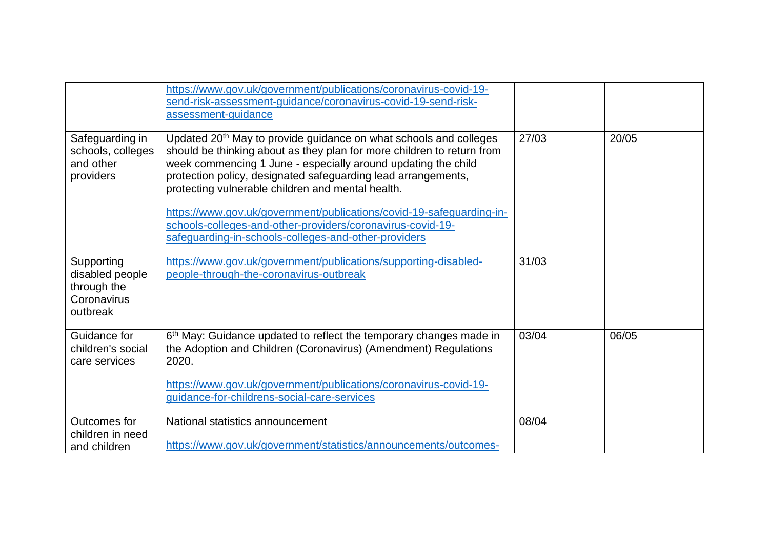| | | | |
|---|---|---|---|
| | https://www.gov.uk/government/publications/coronavirus-covid-19-send-risk-assessment-guidance/coronavirus-covid-19-send-risk-assessment-guidance | | |
| Safeguarding in schools, colleges and other providers | Updated 20th May to provide guidance on what schools and colleges should be thinking about as they plan for more children to return from week commencing 1 June - especially around updating the child protection policy, designated safeguarding lead arrangements, protecting vulnerable children and mental health.<br><br>https://www.gov.uk/government/publications/covid-19-safeguarding-in-schools-colleges-and-other-providers/coronavirus-covid-19-safeguarding-in-schools-colleges-and-other-providers | 27/03 | 20/05 |
| Supporting disabled people through the Coronavirus outbreak | https://www.gov.uk/government/publications/supporting-disabled-people-through-the-coronavirus-outbreak | 31/03 | |
| Guidance for children's social care services | 6th May: Guidance updated to reflect the temporary changes made in the Adoption and Children (Coronavirus) (Amendment) Regulations 2020.<br><br>https://www.gov.uk/government/publications/coronavirus-covid-19-guidance-for-childrens-social-care-services | 03/04 | 06/05 |
| Outcomes for children in need and children | National statistics announcement<br><br>https://www.gov.uk/government/statistics/announcements/outcomes- | 08/04 | |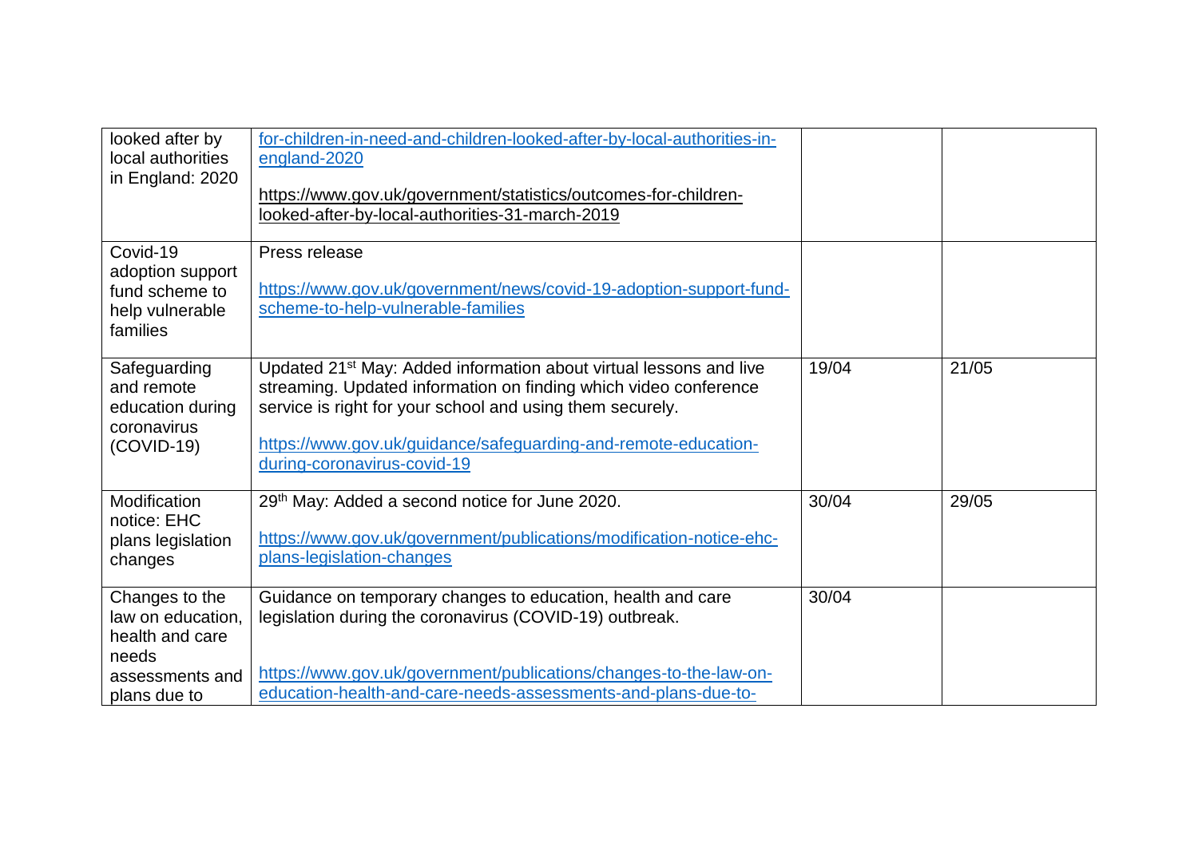| | | | |
|---|---|---|---|
| looked after by local authorities in England: 2020 | for-children-in-need-and-children-looked-after-by-local-authorities-in-england-2020<br><br>https://www.gov.uk/government/statistics/outcomes-for-children-looked-after-by-local-authorities-31-march-2019 | | |
| Covid-19 adoption support fund scheme to help vulnerable families | Press release<br><br>https://www.gov.uk/government/news/covid-19-adoption-support-fund-scheme-to-help-vulnerable-families | | |
| Safeguarding and remote education during coronavirus (COVID-19) | Updated 21st May: Added information about virtual lessons and live streaming. Updated information on finding which video conference service is right for your school and using them securely.<br><br>https://www.gov.uk/guidance/safeguarding-and-remote-education-during-coronavirus-covid-19 | 19/04 | 21/05 |
| Modification notice: EHC plans legislation changes | 29th May: Added a second notice for June 2020.<br><br>https://www.gov.uk/government/publications/modification-notice-ehc-plans-legislation-changes | 30/04 | 29/05 |
| Changes to the law on education, health and care needs assessments and plans due to | Guidance on temporary changes to education, health and care legislation during the coronavirus (COVID-19) outbreak.<br><br>https://www.gov.uk/government/publications/changes-to-the-law-on-education-health-and-care-needs-assessments-and-plans-due-to- | 30/04 | |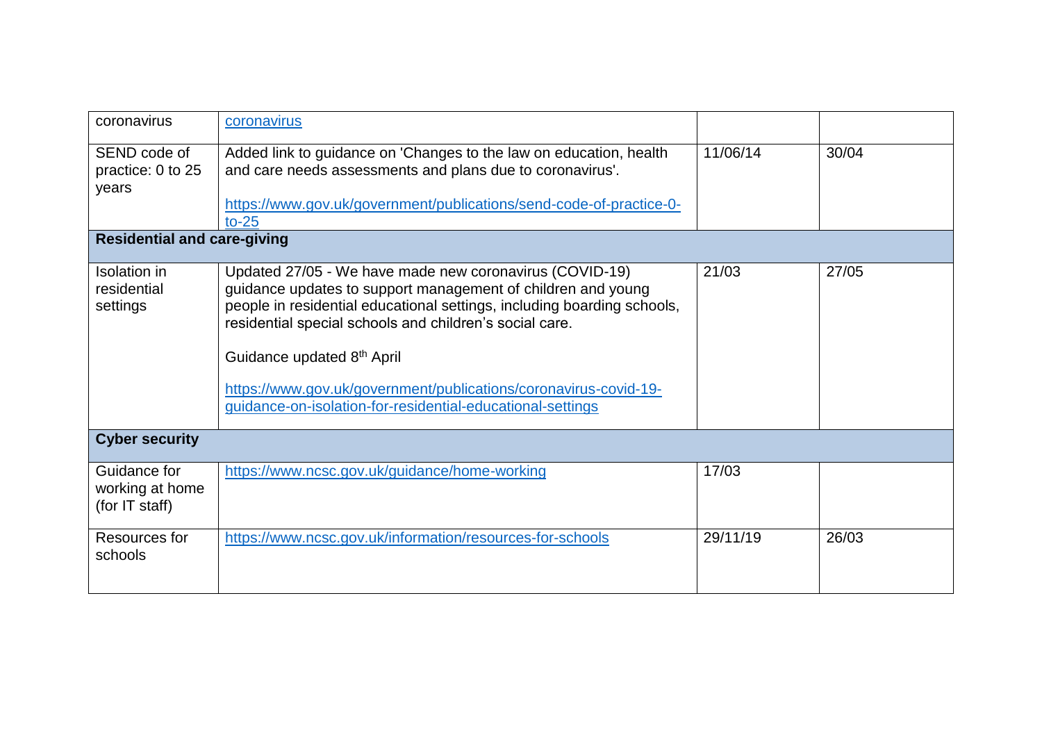| | | | |
|---|---|---|---|
| coronavirus | coronavirus | | |
| SEND code of practice: 0 to 25 years | Added link to guidance on 'Changes to the law on education, health and care needs assessments and plans due to coronavirus'.<br><br>https://www.gov.uk/government/publications/send-code-of-practice-0-to-25 | 11/06/14 | 30/04 |
| **Residential and care-giving** | | | |
| Isolation in residential settings | Updated 27/05 - We have made new coronavirus (COVID-19) guidance updates to support management of children and young people in residential educational settings, including boarding schools, residential special schools and children's social care.<br><br>Guidance updated 8th April<br><br>https://www.gov.uk/government/publications/coronavirus-covid-19-guidance-on-isolation-for-residential-educational-settings | 21/03 | 27/05 |
| **Cyber security** | | | |
| Guidance for working at home (for IT staff) | https://www.ncsc.gov.uk/guidance/home-working | 17/03 | |
| Resources for schools | https://www.ncsc.gov.uk/information/resources-for-schools | 29/11/19 | 26/03 |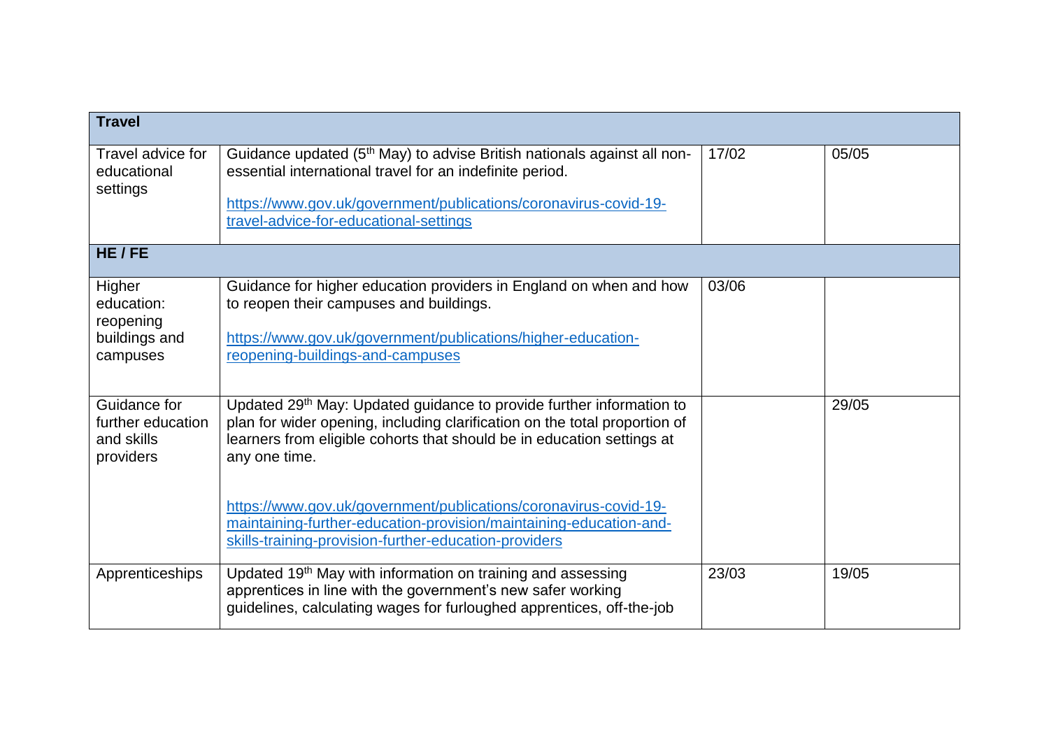| Travel | | | |
|---|---|---|---|
| Travel advice for educational settings | Guidance updated (5th May) to advise British nationals against all non-essential international travel for an indefinite period.<br><br>https://www.gov.uk/government/publications/coronavirus-covid-19-travel-advice-for-educational-settings | 17/02 | 05/05 |
| **HE / FE** | | | |
| Higher education: reopening buildings and campuses | Guidance for higher education providers in England on when and how to reopen their campuses and buildings.<br><br>https://www.gov.uk/government/publications/higher-education-reopening-buildings-and-campuses | 03/06 | |
| Guidance for further education and skills providers | Updated 29th May: Updated guidance to provide further information to plan for wider opening, including clarification on the total proportion of learners from eligible cohorts that should be in education settings at any one time.<br><br>https://www.gov.uk/government/publications/coronavirus-covid-19-maintaining-further-education-provision/maintaining-education-and-skills-training-provision-further-education-providers | | 29/05 |
| Apprenticeships | Updated 19th May with information on training and assessing apprentices in line with the government's new safer working guidelines, calculating wages for furloughed apprentices, off-the-job | 23/03 | 19/05 |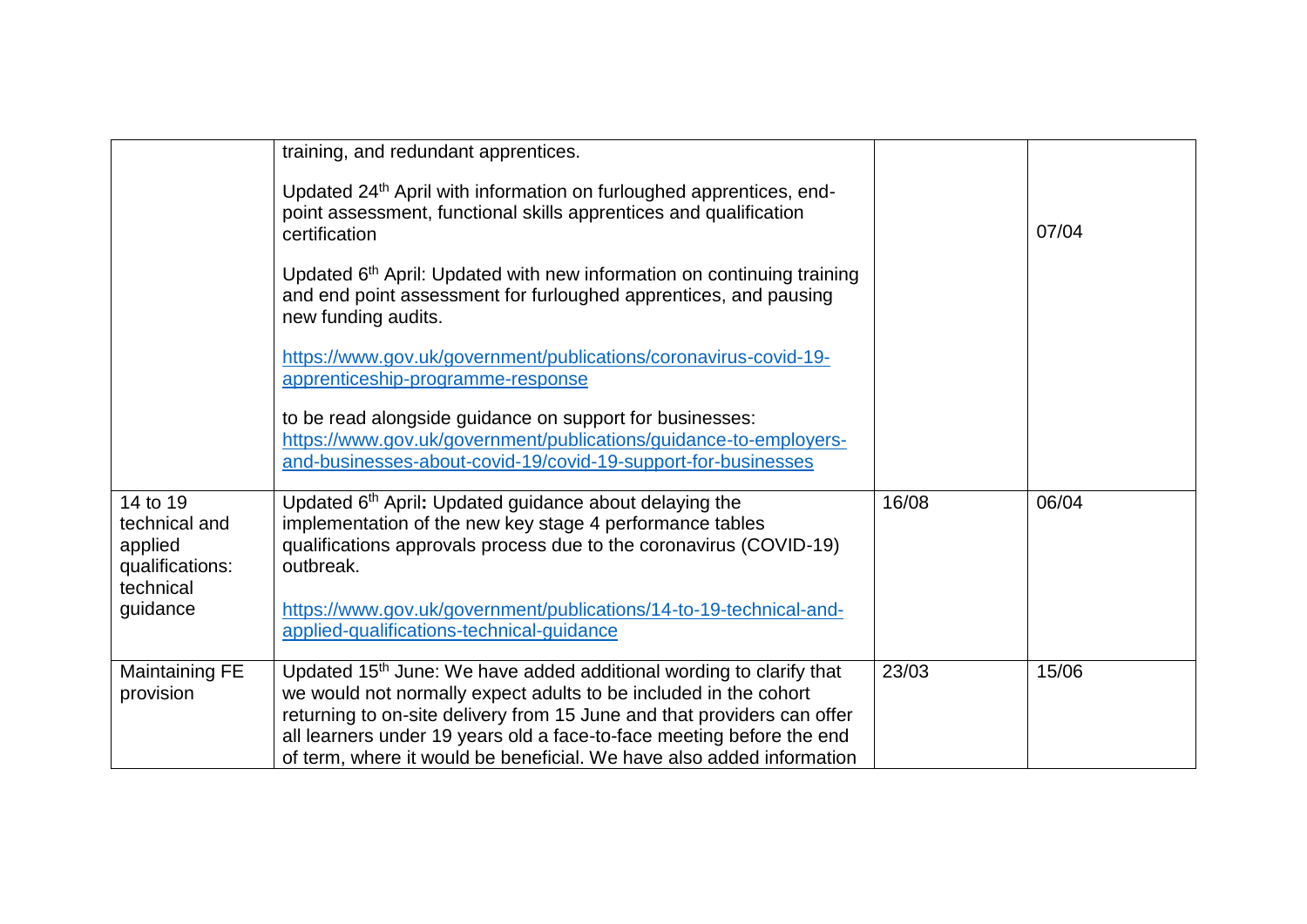| | | | |
|---|---|---|---|
| | training, and redundant apprentices.<br><br>Updated 24th April with information on furloughed apprentices, end-point assessment, functional skills apprentices and qualification certification<br><br>Updated 6th April: Updated with new information on continuing training and end point assessment for furloughed apprentices, and pausing new funding audits.<br><br>[https://www.gov.uk/government/publications/coronavirus-covid-19-apprenticeship-programme-response](https://www.gov.uk/government/publications/coronavirus-covid-19-apprenticeship-programme-response)<br><br>to be read alongside guidance on support for businesses: [https://www.gov.uk/government/publications/guidance-to-employers-and-businesses-about-covid-19/covid-19-support-for-businesses](https://www.gov.uk/government/publications/guidance-to-employers-and-businesses-about-covid-19/covid-19-support-for-businesses) | | 07/04 |
| 14 to 19 technical and applied qualifications: technical guidance | Updated 6th April**:** Updated guidance about delaying the implementation of the new key stage 4 performance tables qualifications approvals process due to the coronavirus (COVID-19) outbreak.<br><br>[https://www.gov.uk/government/publications/14-to-19-technical-and-applied-qualifications-technical-guidance](https://www.gov.uk/government/publications/14-to-19-technical-and-applied-qualifications-technical-guidance) | 16/08 | 06/04 |
| Maintaining FE provision | Updated 15th June: We have added additional wording to clarify that we would not normally expect adults to be included in the cohort returning to on-site delivery from 15 June and that providers can offer all learners under 19 years old a face-to-face meeting before the end of term, where it would be beneficial. We have also added information | 23/03 | 15/06 |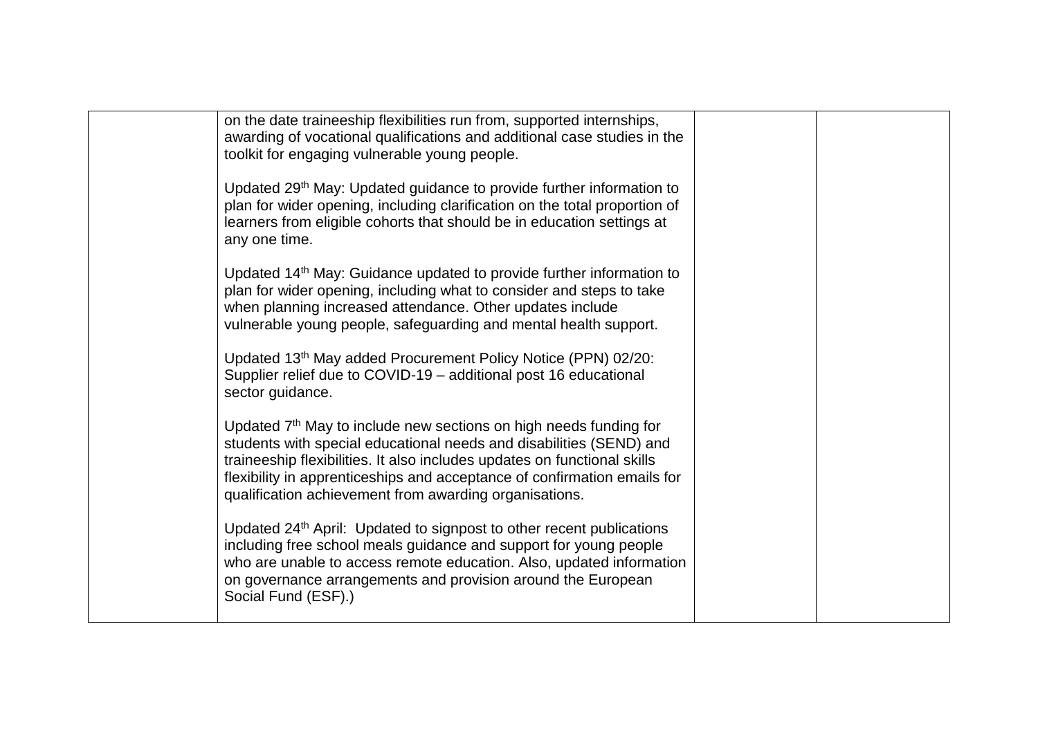|  |  |  |  |
|---|---|---|---|
|  | on the date traineeship flexibilities run from, supported internships, awarding of vocational qualifications and additional case studies in the toolkit for engaging vulnerable young people.<br><br>Updated 29th May: Updated guidance to provide further information to plan for wider opening, including clarification on the total proportion of learners from eligible cohorts that should be in education settings at any one time.<br><br>Updated 14th May: Guidance updated to provide further information to plan for wider opening, including what to consider and steps to take when planning increased attendance. Other updates include vulnerable young people, safeguarding and mental health support.<br><br>Updated 13th May added Procurement Policy Notice (PPN) 02/20: Supplier relief due to COVID-19 – additional post 16 educational sector guidance.<br><br>Updated 7th May to include new sections on high needs funding for students with special educational needs and disabilities (SEND) and traineeship flexibilities. It also includes updates on functional skills flexibility in apprenticeships and acceptance of confirmation emails for qualification achievement from awarding organisations.<br><br>Updated 24th April: Updated to signpost to other recent publications including free school meals guidance and support for young people who are unable to access remote education. Also, updated information on governance arrangements and provision around the European Social Fund (ESF).) |  |  |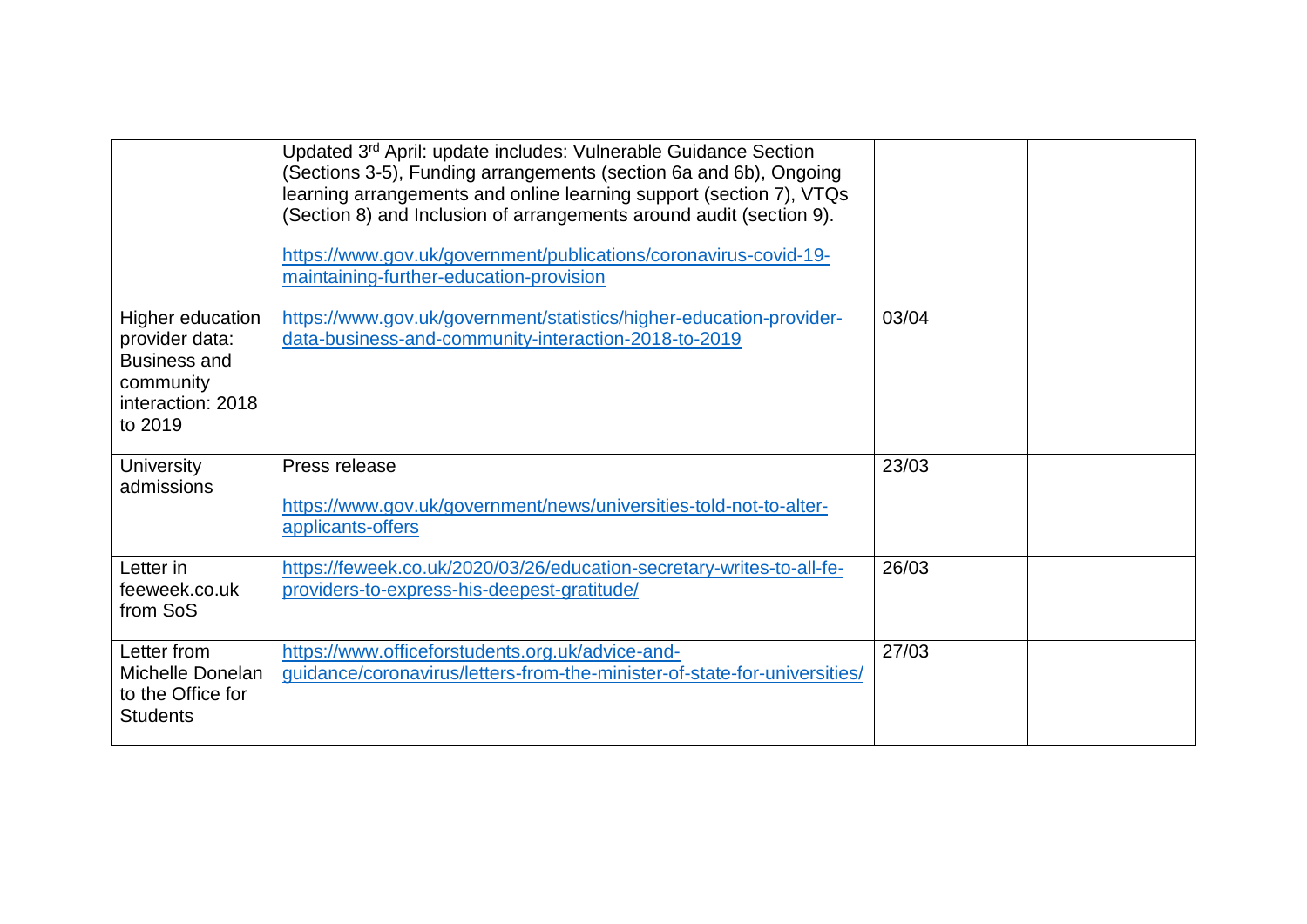| | | | |
|---|---|---|---|
| | Updated 3rd April: update includes: Vulnerable Guidance Section (Sections 3-5), Funding arrangements (section 6a and 6b), Ongoing learning arrangements and online learning support (section 7), VTQs (Section 8) and Inclusion of arrangements around audit (section 9).<br><br>https://www.gov.uk/government/publications/coronavirus-covid-19-maintaining-further-education-provision | | |
| Higher education provider data: Business and community interaction: 2018 to 2019 | https://www.gov.uk/government/statistics/higher-education-provider-data-business-and-community-interaction-2018-to-2019 | 03/04 | |
| University admissions | Press release<br><br>https://www.gov.uk/government/news/universities-told-not-to-alter-applicants-offers | 23/03 | |
| Letter in feeweek.co.uk from SoS | https://feweek.co.uk/2020/03/26/education-secretary-writes-to-all-fe-providers-to-express-his-deepest-gratitude/ | 26/03 | |
| Letter from Michelle Donelan to the Office for Students | https://www.officeforstudents.org.uk/advice-and-guidance/coronavirus/letters-from-the-minister-of-state-for-universities/ | 27/03 | |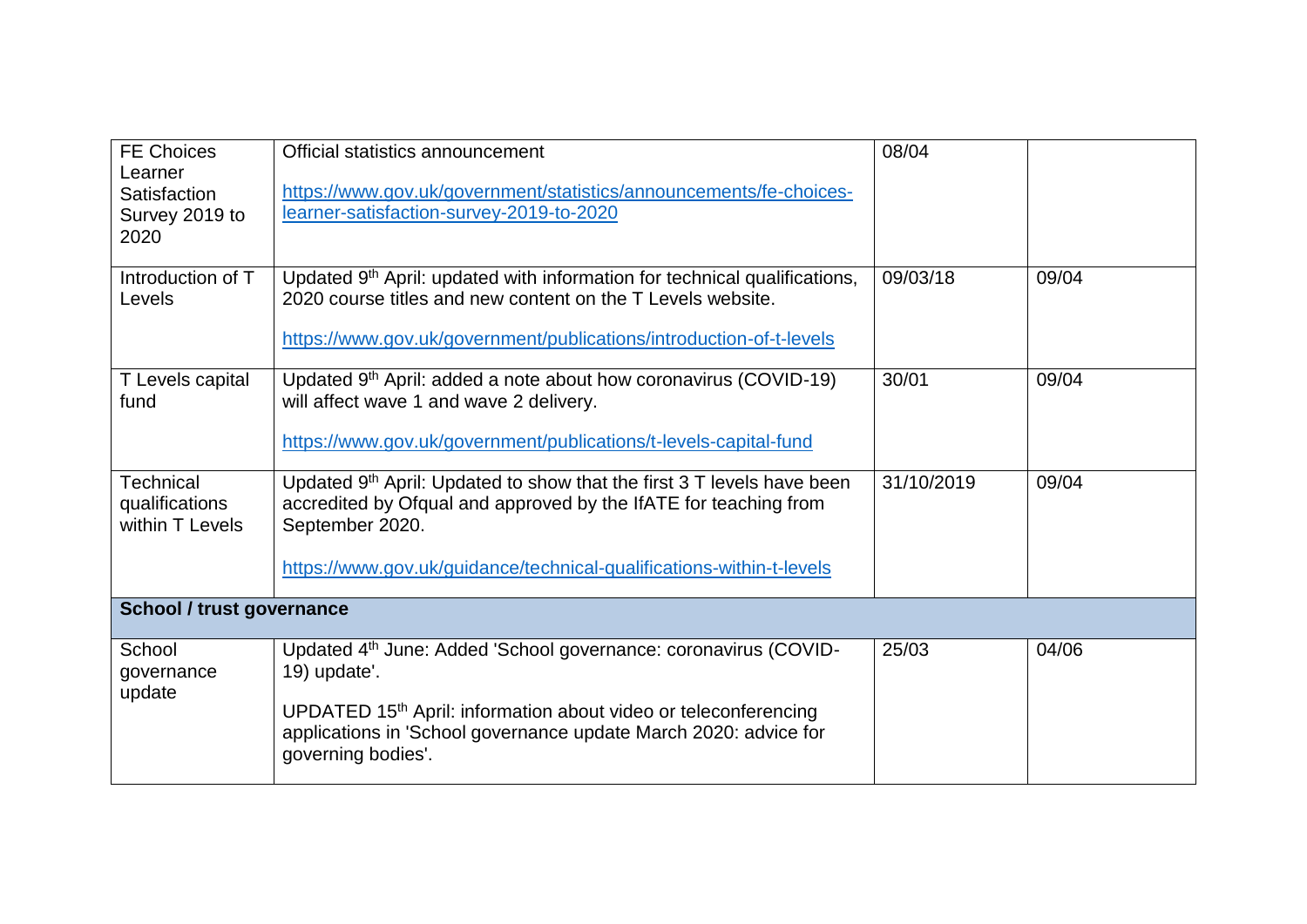| | | | |
|---|---|---|---|
| FE Choices Learner Satisfaction Survey 2019 to 2020 | Official statistics announcement<br><br>https://www.gov.uk/government/statistics/announcements/fe-choices-learner-satisfaction-survey-2019-to-2020 | 08/04 | |
| Introduction of T Levels | Updated 9th April: updated with information for technical qualifications, 2020 course titles and new content on the T Levels website.<br><br>https://www.gov.uk/government/publications/introduction-of-t-levels | 09/03/18 | 09/04 |
| T Levels capital fund | Updated 9th April: added a note about how coronavirus (COVID-19) will affect wave 1 and wave 2 delivery.<br><br>https://www.gov.uk/government/publications/t-levels-capital-fund | 30/01 | 09/04 |
| Technical qualifications within T Levels | Updated 9th April: Updated to show that the first 3 T levels have been accredited by Ofqual and approved by the IfATE for teaching from September 2020.<br><br>https://www.gov.uk/guidance/technical-qualifications-within-t-levels | 31/10/2019 | 09/04 |
| **School / trust governance** | | | |
| School governance update | Updated 4th June: Added 'School governance: coronavirus (COVID-19) update'.<br><br>UPDATED 15th April: information about video or teleconferencing applications in 'School governance update March 2020: advice for governing bodies'. | 25/03 | 04/06 |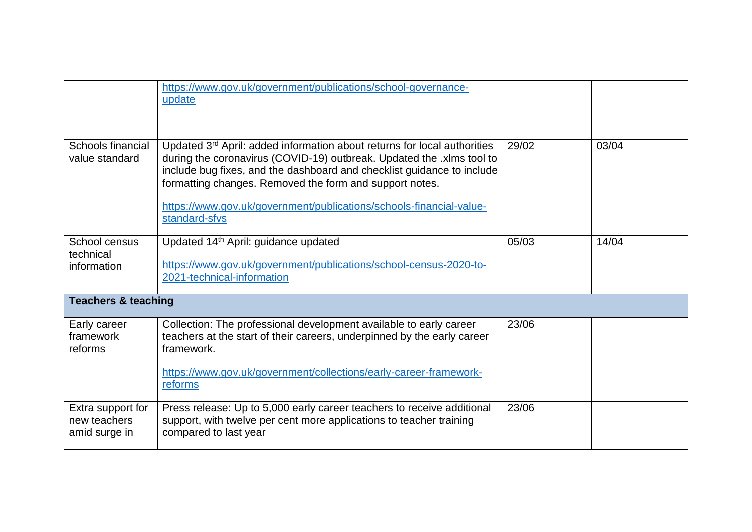| | | | |
|---|---|---|---|
| | https://www.gov.uk/government/publications/school-governance-update | | |
| Schools financial value standard | Updated 3rd April: added information about returns for local authorities during the coronavirus (COVID-19) outbreak. Updated the .xlms tool to include bug fixes, and the dashboard and checklist guidance to include formatting changes. Removed the form and support notes.<br><br>https://www.gov.uk/government/publications/schools-financial-value-standard-sfvs | 29/02 | 03/04 |
| School census technical information | Updated 14th April: guidance updated<br><br>https://www.gov.uk/government/publications/school-census-2020-to-2021-technical-information | 05/03 | 14/04 |
| **Teachers & teaching** | | | |
| Early career framework reforms | Collection: The professional development available to early career teachers at the start of their careers, underpinned by the early career framework.<br><br>https://www.gov.uk/government/collections/early-career-framework-reforms | 23/06 | |
| Extra support for new teachers amid surge in | Press release: Up to 5,000 early career teachers to receive additional support, with twelve per cent more applications to teacher training compared to last year | 23/06 | |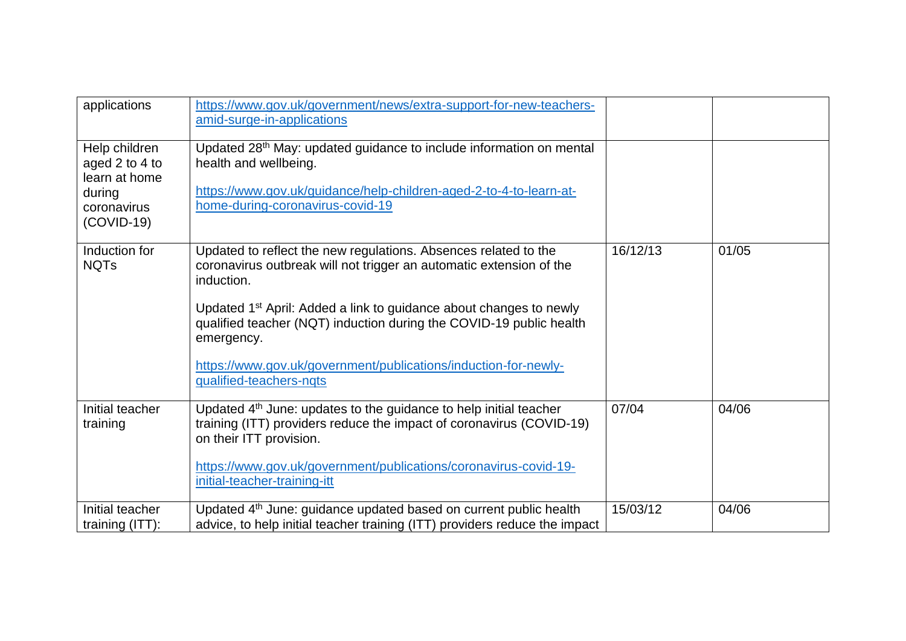| | | | |
|---|---|---|---|
| applications | https://www.gov.uk/government/news/extra-support-for-new-teachers-amid-surge-in-applications | | |
| Help children aged 2 to 4 to learn at home during coronavirus (COVID-19) | Updated 28th May: updated guidance to include information on mental health and wellbeing.<br><br>https://www.gov.uk/guidance/help-children-aged-2-to-4-to-learn-at-home-during-coronavirus-covid-19 | | |
| Induction for NQTs | Updated to reflect the new regulations. Absences related to the coronavirus outbreak will not trigger an automatic extension of the induction.<br><br>Updated 1st April: Added a link to guidance about changes to newly qualified teacher (NQT) induction during the COVID-19 public health emergency.<br><br>https://www.gov.uk/government/publications/induction-for-newly-qualified-teachers-nqts | 16/12/13 | 01/05 |
| Initial teacher training | Updated 4th June: updates to the guidance to help initial teacher training (ITT) providers reduce the impact of coronavirus (COVID-19) on their ITT provision.<br><br>https://www.gov.uk/government/publications/coronavirus-covid-19-initial-teacher-training-itt | 07/04 | 04/06 |
| Initial teacher training (ITT): | Updated 4th June: guidance updated based on current public health advice, to help initial teacher training (ITT) providers reduce the impact | 15/03/12 | 04/06 |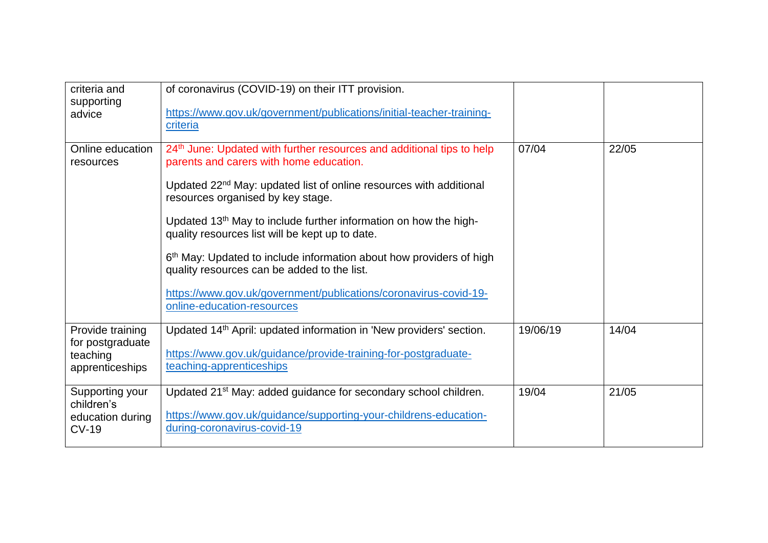| | | | |
|---|---|---|---|
| criteria and supporting advice | of coronavirus (COVID-19) on their ITT provision.<br><br>https://www.gov.uk/government/publications/initial-teacher-training-criteria | | |
| Online education resources | 24th June: Updated with further resources and additional tips to help parents and carers with home education.<br><br>Updated 22nd May: updated list of online resources with additional resources organised by key stage.<br><br>Updated 13th May to include further information on how the high-quality resources list will be kept up to date.<br><br>6th May: Updated to include information about how providers of high quality resources can be added to the list.<br><br>https://www.gov.uk/government/publications/coronavirus-covid-19-online-education-resources | 07/04 | 22/05 |
| Provide training for postgraduate teaching apprenticeships | Updated 14th April: updated information in 'New providers' section.<br><br>https://www.gov.uk/guidance/provide-training-for-postgraduate-teaching-apprenticeships | 19/06/19 | 14/04 |
| Supporting your children's education during CV-19 | Updated 21st May: added guidance for secondary school children.<br><br>https://www.gov.uk/guidance/supporting-your-childrens-education-during-coronavirus-covid-19 | 19/04 | 21/05 |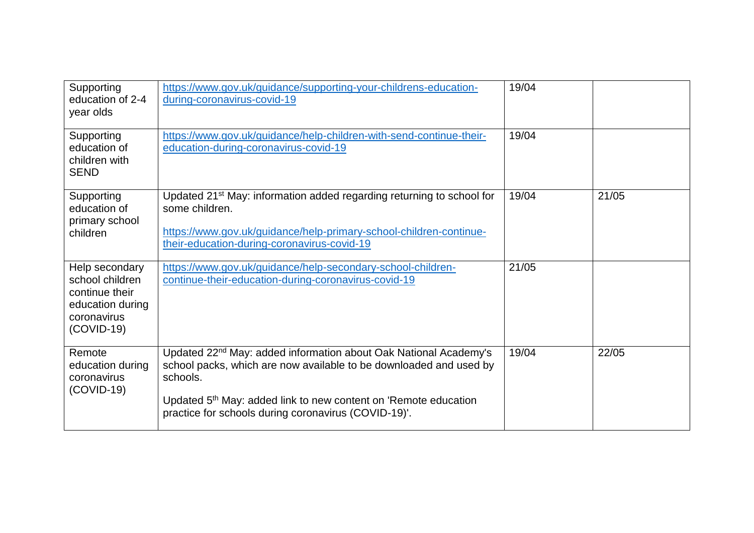| Supporting education of 2-4 year olds | https://www.gov.uk/guidance/supporting-your-childrens-education-during-coronavirus-covid-19 | 19/04 | |
|---|---|---|---|
| Supporting education of children with SEND | https://www.gov.uk/guidance/help-children-with-send-continue-their-education-during-coronavirus-covid-19 | 19/04 | |
| Supporting education of primary school children | Updated 21st May: information added regarding returning to school for some children.<br><br>https://www.gov.uk/guidance/help-primary-school-children-continue-their-education-during-coronavirus-covid-19 | 19/04 | 21/05 |
| Help secondary school children continue their education during coronavirus (COVID-19) | https://www.gov.uk/guidance/help-secondary-school-children-continue-their-education-during-coronavirus-covid-19 | 21/05 | |
| Remote education during coronavirus (COVID-19) | Updated 22nd May: added information about Oak National Academy's school packs, which are now available to be downloaded and used by schools.<br><br>Updated 5th May: added link to new content on 'Remote education practice for schools during coronavirus (COVID-19)'. | 19/04 | 22/05 |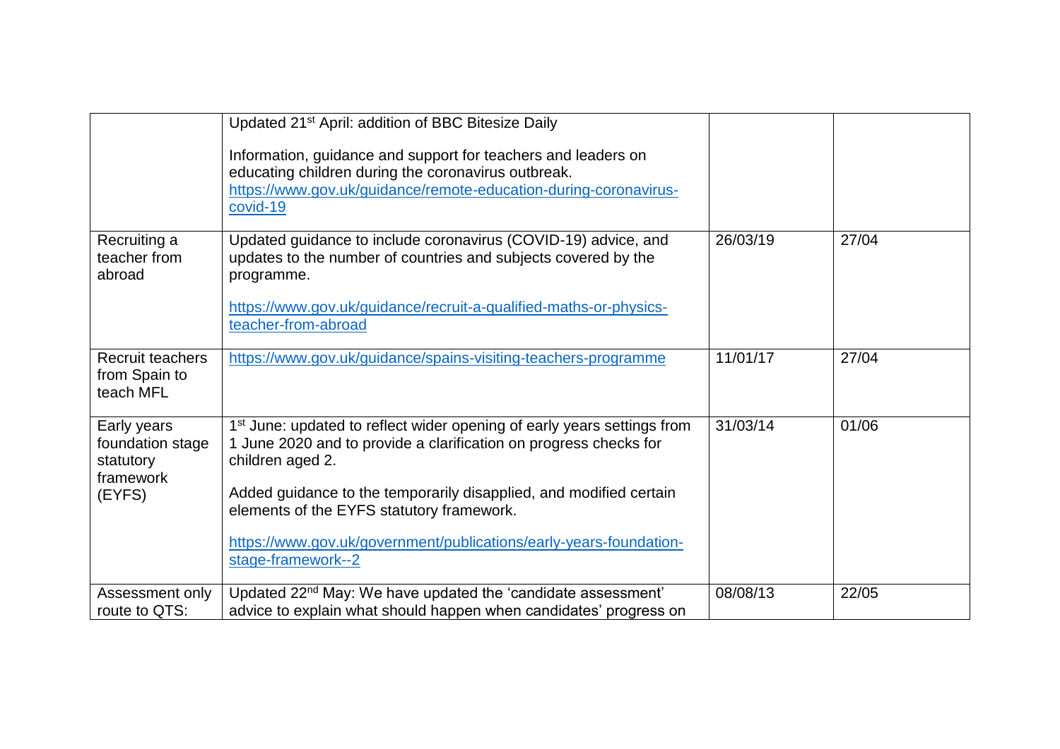| | | | |
|---|---|---|---|
| | Updated 21st April: addition of BBC Bitesize Daily<br><br>Information, guidance and support for teachers and leaders on educating children during the coronavirus outbreak.<br>https://www.gov.uk/guidance/remote-education-during-coronavirus-covid-19 | | |
| Recruiting a teacher from abroad | Updated guidance to include coronavirus (COVID-19) advice, and updates to the number of countries and subjects covered by the programme.<br><br>https://www.gov.uk/guidance/recruit-a-qualified-maths-or-physics-teacher-from-abroad | 26/03/19 | 27/04 |
| Recruit teachers from Spain to teach MFL | https://www.gov.uk/guidance/spains-visiting-teachers-programme | 11/01/17 | 27/04 |
| Early years foundation stage statutory framework (EYFS) | 1st June: updated to reflect wider opening of early years settings from 1 June 2020 and to provide a clarification on progress checks for children aged 2.<br><br>Added guidance to the temporarily disapplied, and modified certain elements of the EYFS statutory framework.<br><br>https://www.gov.uk/government/publications/early-years-foundation-stage-framework--2 | 31/03/14 | 01/06 |
| Assessment only route to QTS: | Updated 22nd May: We have updated the 'candidate assessment' advice to explain what should happen when candidates' progress on | 08/08/13 | 22/05 |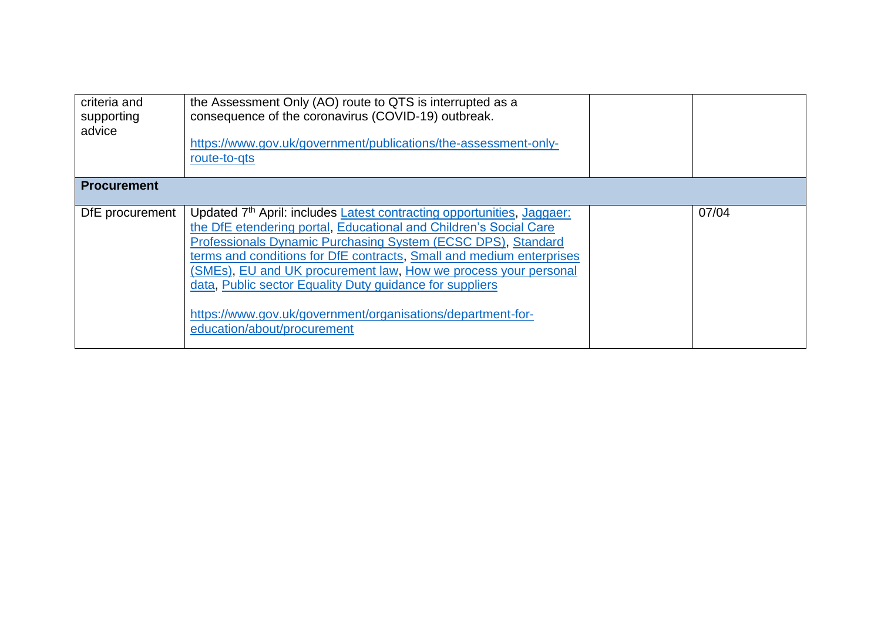| | | | |
|---|---|---|---|
| criteria and supporting advice | the Assessment Only (AO) route to QTS is interrupted as a consequence of the coronavirus (COVID-19) outbreak.<br><br>https://www.gov.uk/government/publications/the-assessment-only-route-to-qts | | |
| **Procurement** | | | |
| DfE procurement | Updated 7th April: includes Latest contracting opportunities, Jaggaer: the DfE etendering portal, Educational and Children's Social Care Professionals Dynamic Purchasing System (ECSC DPS), Standard terms and conditions for DfE contracts, Small and medium enterprises (SMEs), EU and UK procurement law, How we process your personal data, Public sector Equality Duty guidance for suppliers<br><br>https://www.gov.uk/government/organisations/department-for-education/about/procurement | | 07/04 |